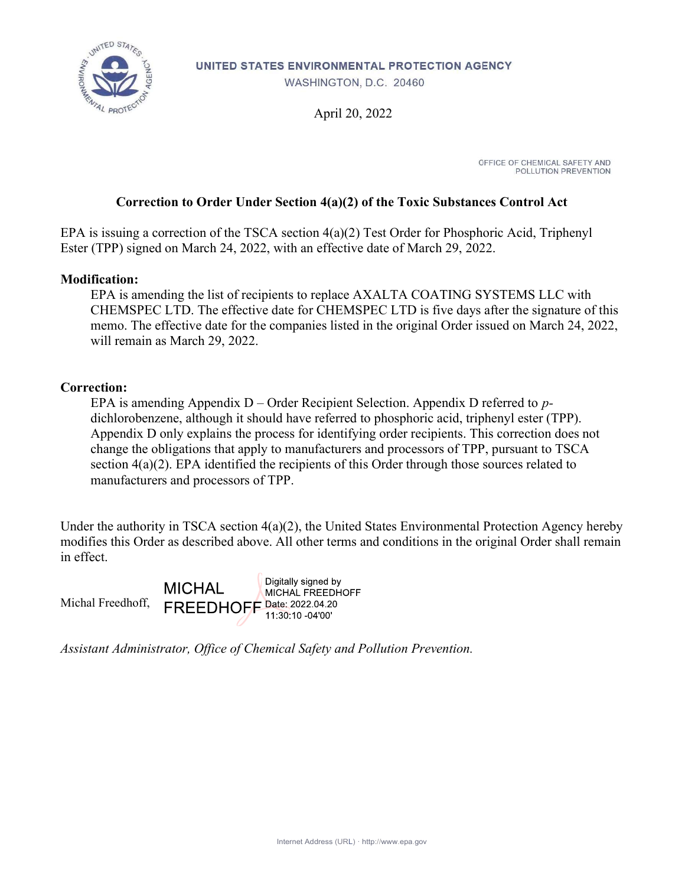UNITED STATES ENVIRONMENTAL PROTECTION AGENCY

WASHINGTON, D.C. 20460

April 20, 2022

OFFICE OF CHEMICAL SAFETY AND POLLUTION PREVENTION

## Correction to Order Under Section 4(a)(2) of the Toxic Substances Control Act

EPA is issuing a correction of the TSCA section 4(a)(2) Test Order for Phosphoric Acid, Triphenyl Ester (TPP) signed on March 24, 2022, with an effective date of March 29, 2022.

**Modification:**

EPA is amending the list of recipients to replace AXALTA COATING SYSTEMS LLC with CHEMSPEC LTD. The effective date for CHEMSPEC LTD is five days after the signature of this memo. The effective date for the companies listed in the original Order issued on March 24, 2022, will remain as March 29, 2022.

**Correction:**

EPA is amending Appendix D – Order Recipient Selection. Appendix D referred to *p*-dichlorobenzene, although it should have referred to phosphoric acid, triphenyl ester (TPP). Appendix D only explains the process for identifying order recipients. This correction does not change the obligations that apply to manufacturers and processors of TPP, pursuant to TSCA section 4(a)(2). EPA identified the recipients of this Order through those sources related to manufacturers and processors of TPP.

Under the authority in TSCA section 4(a)(2), the United States Environmental Protection Agency hereby modifies this Order as described above. All other terms and conditions in the original Order shall remain in effect.

Michal Freedhoff, MICHAL FREEDHOFF Digitally signed by MICHAL FREEDHOFF Date: 2022.04.20 11:30:10 -04'00'

*Assistant Administrator, Office of Chemical Safety and Pollution Prevention.*

Internet Address (URL) · http://www.epa.gov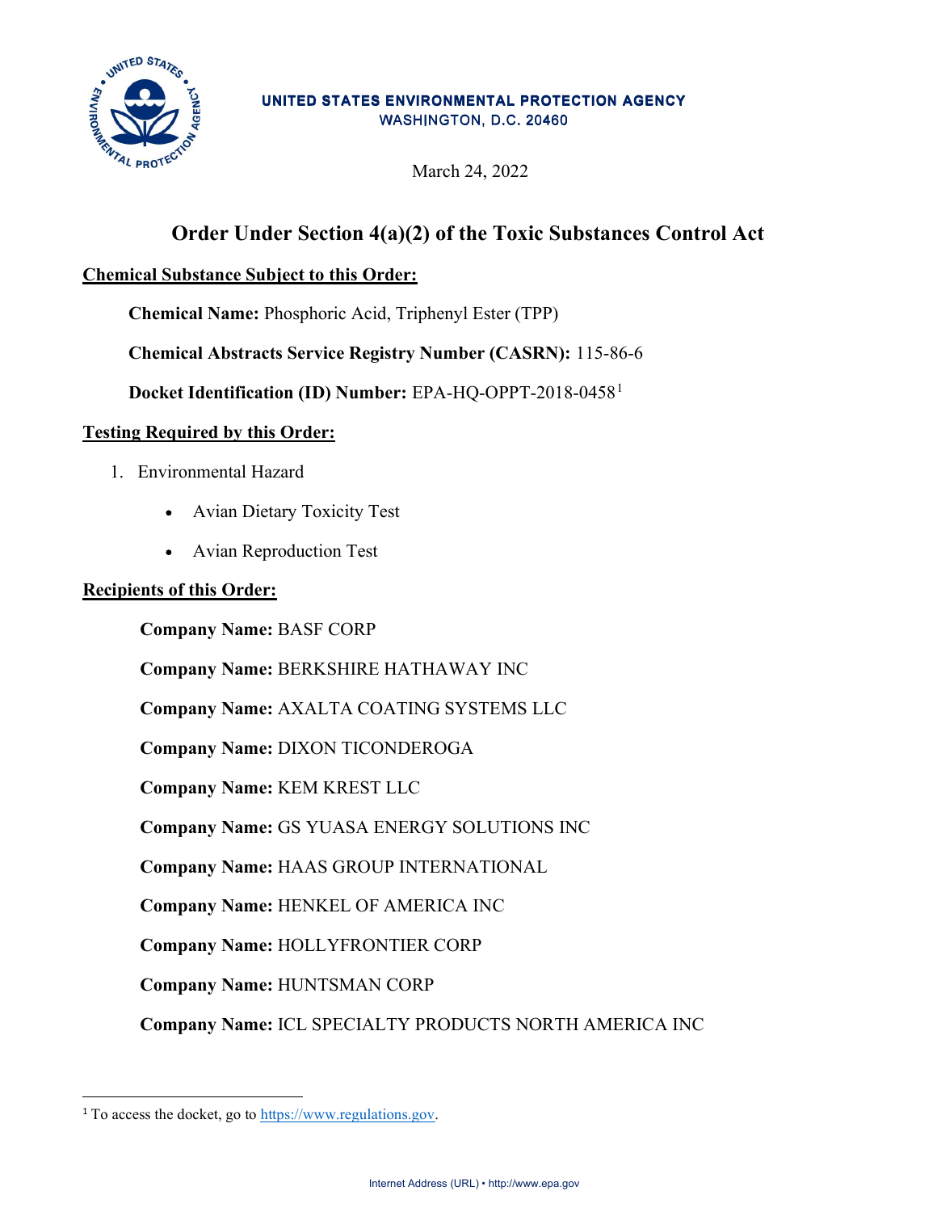UNITED STATES ENVIRONMENTAL PROTECTION AGENCY
WASHINGTON, D.C. 20460

March 24, 2022

# Order Under Section 4(a)(2) of the Toxic Substances Control Act

**Chemical Substance Subject to this Order:**

**Chemical Name:** Phosphoric Acid, Triphenyl Ester (TPP)

**Chemical Abstracts Service Registry Number (CASRN):** 115-86-6

**Docket Identification (ID) Number:** EPA-HQ-OPPT-2018-0458[1]

**Testing Required by this Order:**

1. Environmental Hazard
   - Avian Dietary Toxicity Test
   - Avian Reproduction Test

**Recipients of this Order:**

**Company Name:** BASF CORP

**Company Name:** BERKSHIRE HATHAWAY INC

**Company Name:** AXALTA COATING SYSTEMS LLC

**Company Name:** DIXON TICONDEROGA

**Company Name:** KEM KREST LLC

**Company Name:** GS YUASA ENERGY SOLUTIONS INC

**Company Name:** HAAS GROUP INTERNATIONAL

**Company Name:** HENKEL OF AMERICA INC

**Company Name:** HOLLYFRONTIER CORP

**Company Name:** HUNTSMAN CORP

**Company Name:** ICL SPECIALTY PRODUCTS NORTH AMERICA INC

[1] To access the docket, go to https://www.regulations.gov.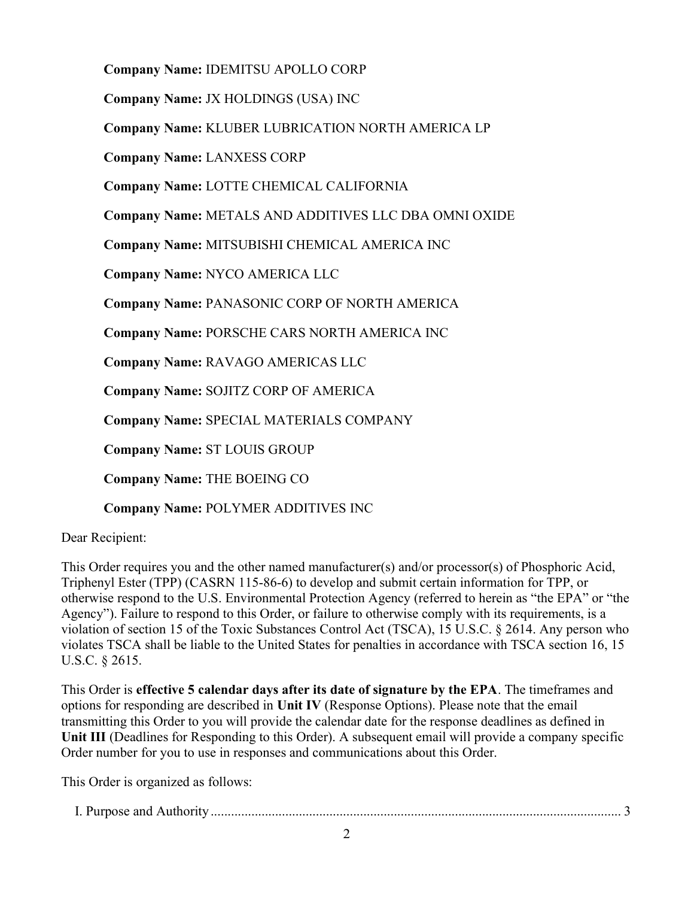**Company Name:** IDEMITSU APOLLO CORP

**Company Name:** JX HOLDINGS (USA) INC

**Company Name:** KLUBER LUBRICATION NORTH AMERICA LP

**Company Name:** LANXESS CORP

**Company Name:** LOTTE CHEMICAL CALIFORNIA

**Company Name:** METALS AND ADDITIVES LLC DBA OMNI OXIDE

**Company Name:** MITSUBISHI CHEMICAL AMERICA INC

**Company Name:** NYCO AMERICA LLC

**Company Name:** PANASONIC CORP OF NORTH AMERICA

**Company Name:** PORSCHE CARS NORTH AMERICA INC

**Company Name:** RAVAGO AMERICAS LLC

**Company Name:** SOJITZ CORP OF AMERICA

**Company Name:** SPECIAL MATERIALS COMPANY

**Company Name:** ST LOUIS GROUP

**Company Name:** THE BOEING CO

**Company Name:** POLYMER ADDITIVES INC

Dear Recipient:

This Order requires you and the other named manufacturer(s) and/or processor(s) of Phosphoric Acid, Triphenyl Ester (TPP) (CASRN 115-86-6) to develop and submit certain information for TPP, or otherwise respond to the U.S. Environmental Protection Agency (referred to herein as "the EPA" or "the Agency"). Failure to respond to this Order, or failure to otherwise comply with its requirements, is a violation of section 15 of the Toxic Substances Control Act (TSCA), 15 U.S.C. § 2614. Any person who violates TSCA shall be liable to the United States for penalties in accordance with TSCA section 16, 15 U.S.C. § 2615.

This Order is **effective 5 calendar days after its date of signature by the EPA**. The timeframes and options for responding are described in **Unit IV** (Response Options). Please note that the email transmitting this Order to you will provide the calendar date for the response deadlines as defined in **Unit III** (Deadlines for Responding to this Order). A subsequent email will provide a company specific Order number for you to use in responses and communications about this Order.

This Order is organized as follows:

I. Purpose and Authority ........................................................................................................ 3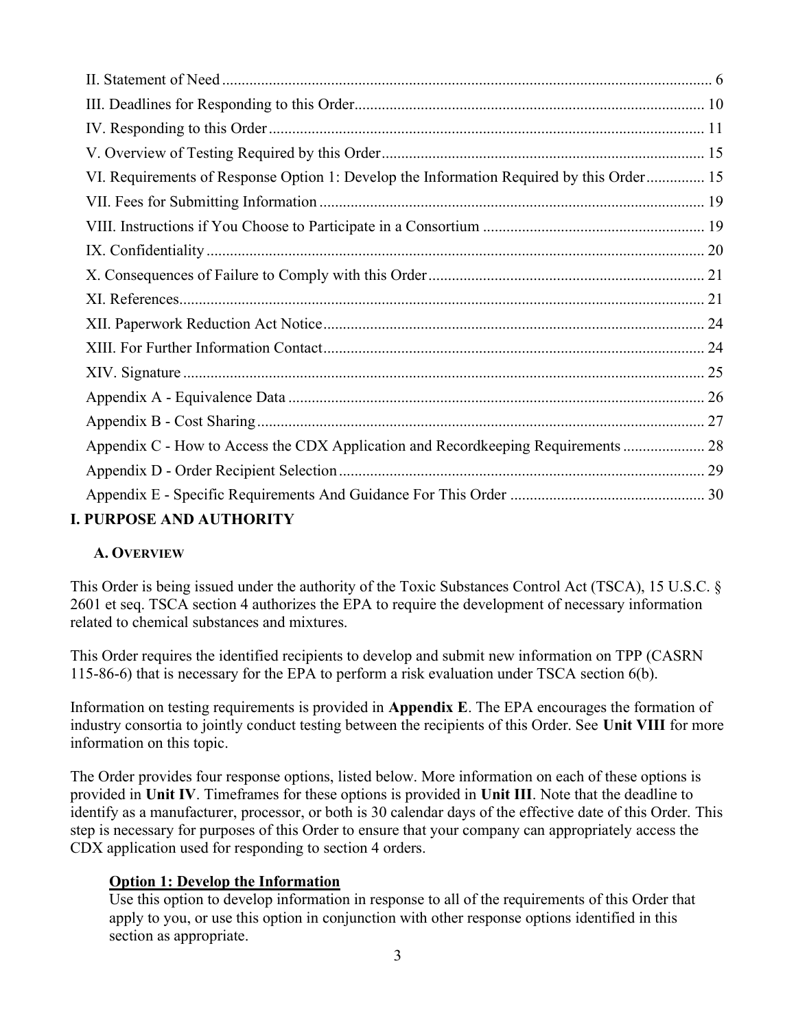II. Statement of Need ............................................................................................................................. 6
III. Deadlines for Responding to this Order......................................................................................... 10
IV. Responding to this Order ............................................................................................................... 11
V. Overview of Testing Required by this Order .................................................................................. 15
VI. Requirements of Response Option 1: Develop the Information Required by this Order .............. 15
VII. Fees for Submitting Information .................................................................................................. 19
VIII. Instructions if You Choose to Participate in a Consortium ......................................................... 19
IX. Confidentiality ............................................................................................................................... 20
X. Consequences of Failure to Comply with this Order ...................................................................... 21
XI. References...................................................................................................................................... 21
XII. Paperwork Reduction Act Notice ................................................................................................. 24
XIII. For Further Information Contact ................................................................................................. 24
XIV. Signature ..................................................................................................................................... 25
Appendix A - Equivalence Data .......................................................................................................... 26
Appendix B - Cost Sharing .................................................................................................................. 27
Appendix C - How to Access the CDX Application and Recordkeeping Requirements ..................... 28
Appendix D - Order Recipient Selection ............................................................................................ 29
Appendix E - Specific Requirements And Guidance For This Order ................................................. 30

# I. PURPOSE AND AUTHORITY

## A. OVERVIEW

This Order is being issued under the authority of the Toxic Substances Control Act (TSCA), 15 U.S.C. § 2601 et seq. TSCA section 4 authorizes the EPA to require the development of necessary information related to chemical substances and mixtures.

This Order requires the identified recipients to develop and submit new information on TPP (CASRN 115-86-6) that is necessary for the EPA to perform a risk evaluation under TSCA section 6(b).

Information on testing requirements is provided in **Appendix E**. The EPA encourages the formation of industry consortia to jointly conduct testing between the recipients of this Order. See **Unit VIII** for more information on this topic.

The Order provides four response options, listed below. More information on each of these options is provided in **Unit IV**. Timeframes for these options is provided in **Unit III**. Note that the deadline to identify as a manufacturer, processor, or both is 30 calendar days of the effective date of this Order. This step is necessary for purposes of this Order to ensure that your company can appropriately access the CDX application used for responding to section 4 orders.

**Option 1: Develop the Information**
Use this option to develop information in response to all of the requirements of this Order that apply to you, or use this option in conjunction with other response options identified in this section as appropriate.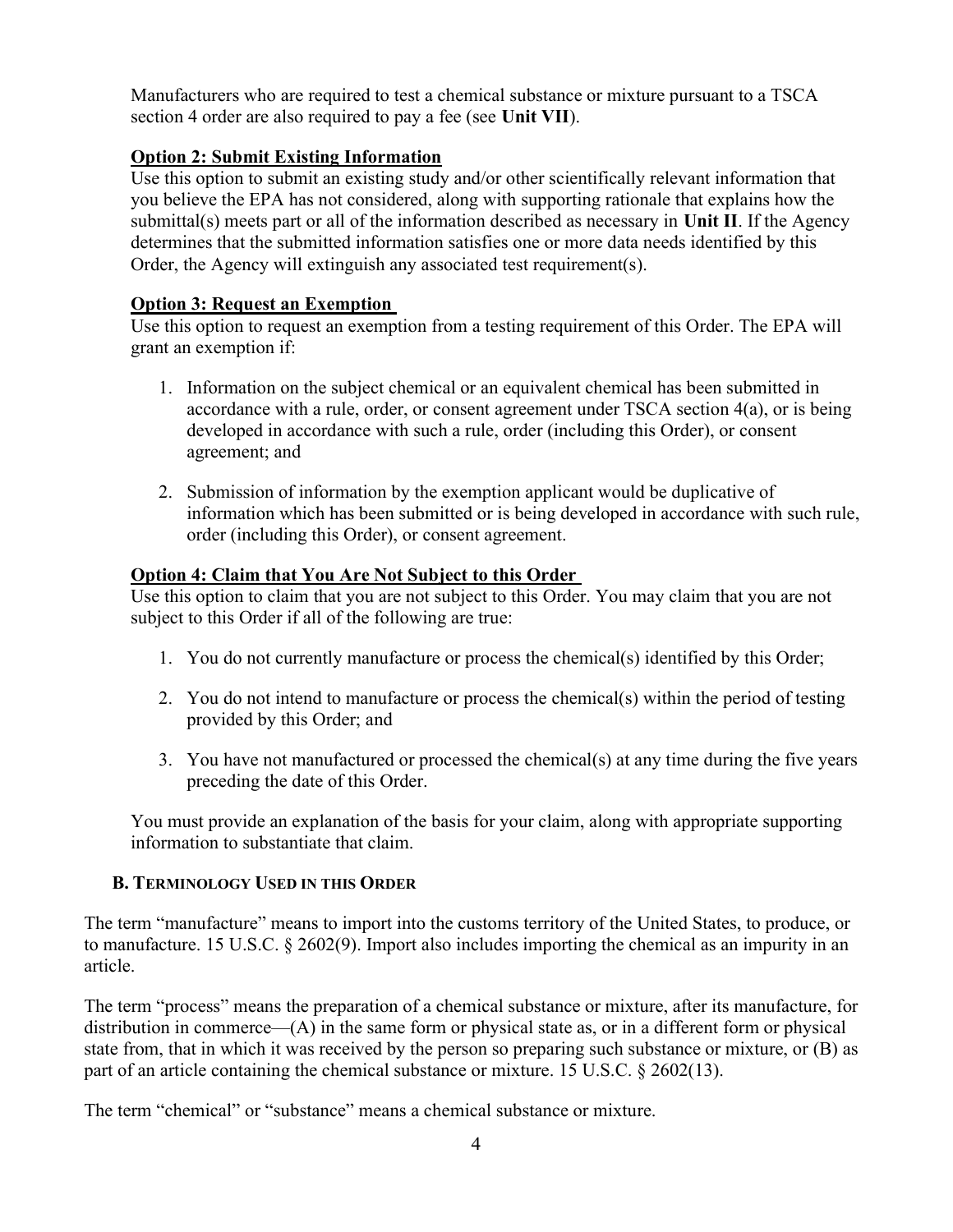Manufacturers who are required to test a chemical substance or mixture pursuant to a TSCA section 4 order are also required to pay a fee (see **Unit VII**).

**Option 2: Submit Existing Information**

Use this option to submit an existing study and/or other scientifically relevant information that you believe the EPA has not considered, along with supporting rationale that explains how the submittal(s) meets part or all of the information described as necessary in **Unit II**. If the Agency determines that the submitted information satisfies one or more data needs identified by this Order, the Agency will extinguish any associated test requirement(s).

**Option 3: Request an Exemption**

Use this option to request an exemption from a testing requirement of this Order. The EPA will grant an exemption if:

1. Information on the subject chemical or an equivalent chemical has been submitted in accordance with a rule, order, or consent agreement under TSCA section 4(a), or is being developed in accordance with such a rule, order (including this Order), or consent agreement; and

2. Submission of information by the exemption applicant would be duplicative of information which has been submitted or is being developed in accordance with such rule, order (including this Order), or consent agreement.

**Option 4: Claim that You Are Not Subject to this Order**

Use this option to claim that you are not subject to this Order. You may claim that you are not subject to this Order if all of the following are true:

1. You do not currently manufacture or process the chemical(s) identified by this Order;

2. You do not intend to manufacture or process the chemical(s) within the period of testing provided by this Order; and

3. You have not manufactured or processed the chemical(s) at any time during the five years preceding the date of this Order.

You must provide an explanation of the basis for your claim, along with appropriate supporting information to substantiate that claim.

### B. Terminology Used in this Order

The term "manufacture" means to import into the customs territory of the United States, to produce, or to manufacture. 15 U.S.C. § 2602(9). Import also includes importing the chemical as an impurity in an article.

The term "process" means the preparation of a chemical substance or mixture, after its manufacture, for distribution in commerce—(A) in the same form or physical state as, or in a different form or physical state from, that in which it was received by the person so preparing such substance or mixture, or (B) as part of an article containing the chemical substance or mixture. 15 U.S.C. § 2602(13).

The term "chemical" or "substance" means a chemical substance or mixture.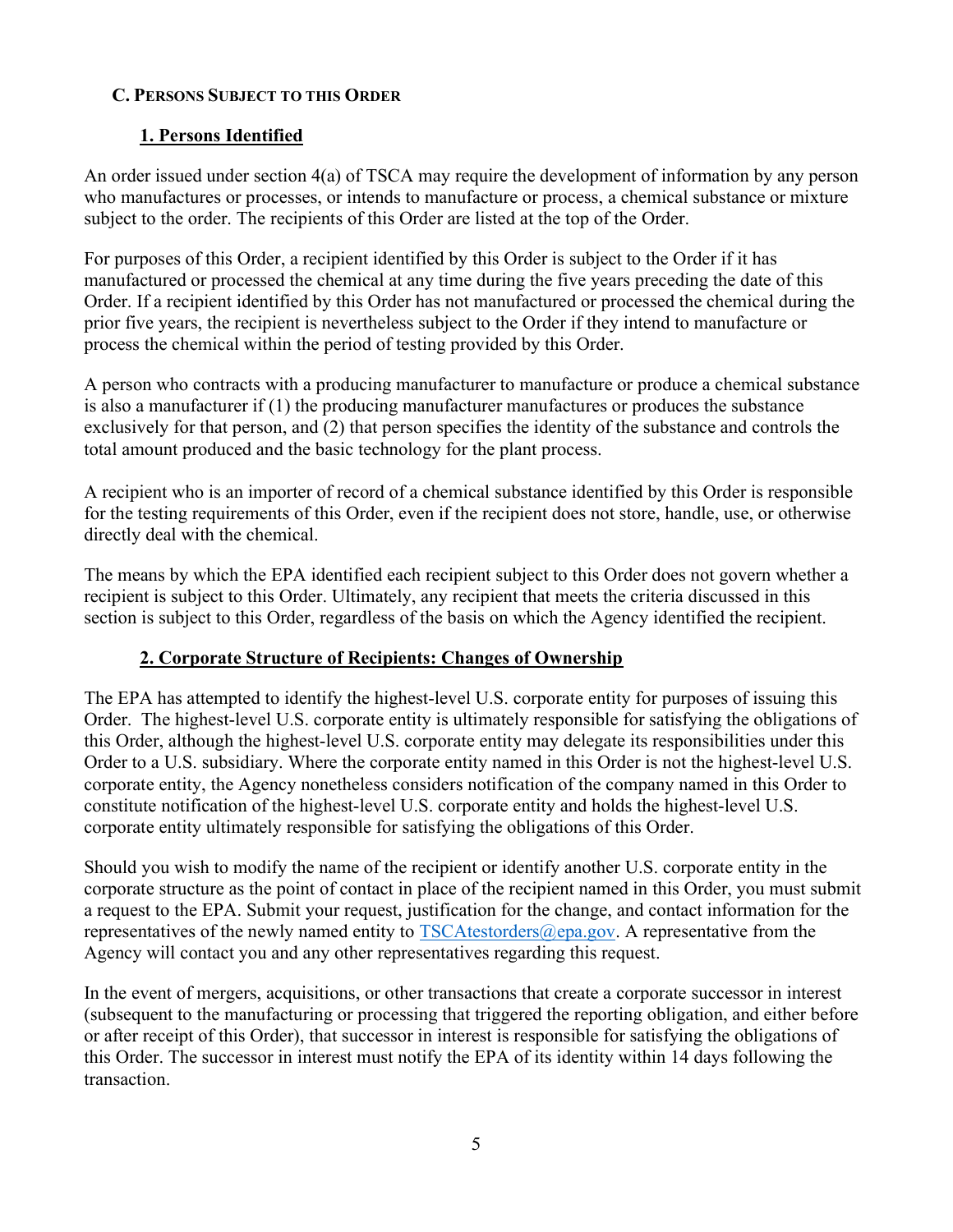### C. PERSONS SUBJECT TO THIS ORDER

#### 1. Persons Identified

An order issued under section 4(a) of TSCA may require the development of information by any person who manufactures or processes, or intends to manufacture or process, a chemical substance or mixture subject to the order. The recipients of this Order are listed at the top of the Order.

For purposes of this Order, a recipient identified by this Order is subject to the Order if it has manufactured or processed the chemical at any time during the five years preceding the date of this Order. If a recipient identified by this Order has not manufactured or processed the chemical during the prior five years, the recipient is nevertheless subject to the Order if they intend to manufacture or process the chemical within the period of testing provided by this Order.

A person who contracts with a producing manufacturer to manufacture or produce a chemical substance is also a manufacturer if (1) the producing manufacturer manufactures or produces the substance exclusively for that person, and (2) that person specifies the identity of the substance and controls the total amount produced and the basic technology for the plant process.

A recipient who is an importer of record of a chemical substance identified by this Order is responsible for the testing requirements of this Order, even if the recipient does not store, handle, use, or otherwise directly deal with the chemical.

The means by which the EPA identified each recipient subject to this Order does not govern whether a recipient is subject to this Order. Ultimately, any recipient that meets the criteria discussed in this section is subject to this Order, regardless of the basis on which the Agency identified the recipient.

#### 2. Corporate Structure of Recipients: Changes of Ownership

The EPA has attempted to identify the highest-level U.S. corporate entity for purposes of issuing this Order. The highest-level U.S. corporate entity is ultimately responsible for satisfying the obligations of this Order, although the highest-level U.S. corporate entity may delegate its responsibilities under this Order to a U.S. subsidiary. Where the corporate entity named in this Order is not the highest-level U.S. corporate entity, the Agency nonetheless considers notification of the company named in this Order to constitute notification of the highest-level U.S. corporate entity and holds the highest-level U.S. corporate entity ultimately responsible for satisfying the obligations of this Order.

Should you wish to modify the name of the recipient or identify another U.S. corporate entity in the corporate structure as the point of contact in place of the recipient named in this Order, you must submit a request to the EPA. Submit your request, justification for the change, and contact information for the representatives of the newly named entity to TSCAtestorders@epa.gov. A representative from the Agency will contact you and any other representatives regarding this request.

In the event of mergers, acquisitions, or other transactions that create a corporate successor in interest (subsequent to the manufacturing or processing that triggered the reporting obligation, and either before or after receipt of this Order), that successor in interest is responsible for satisfying the obligations of this Order. The successor in interest must notify the EPA of its identity within 14 days following the transaction.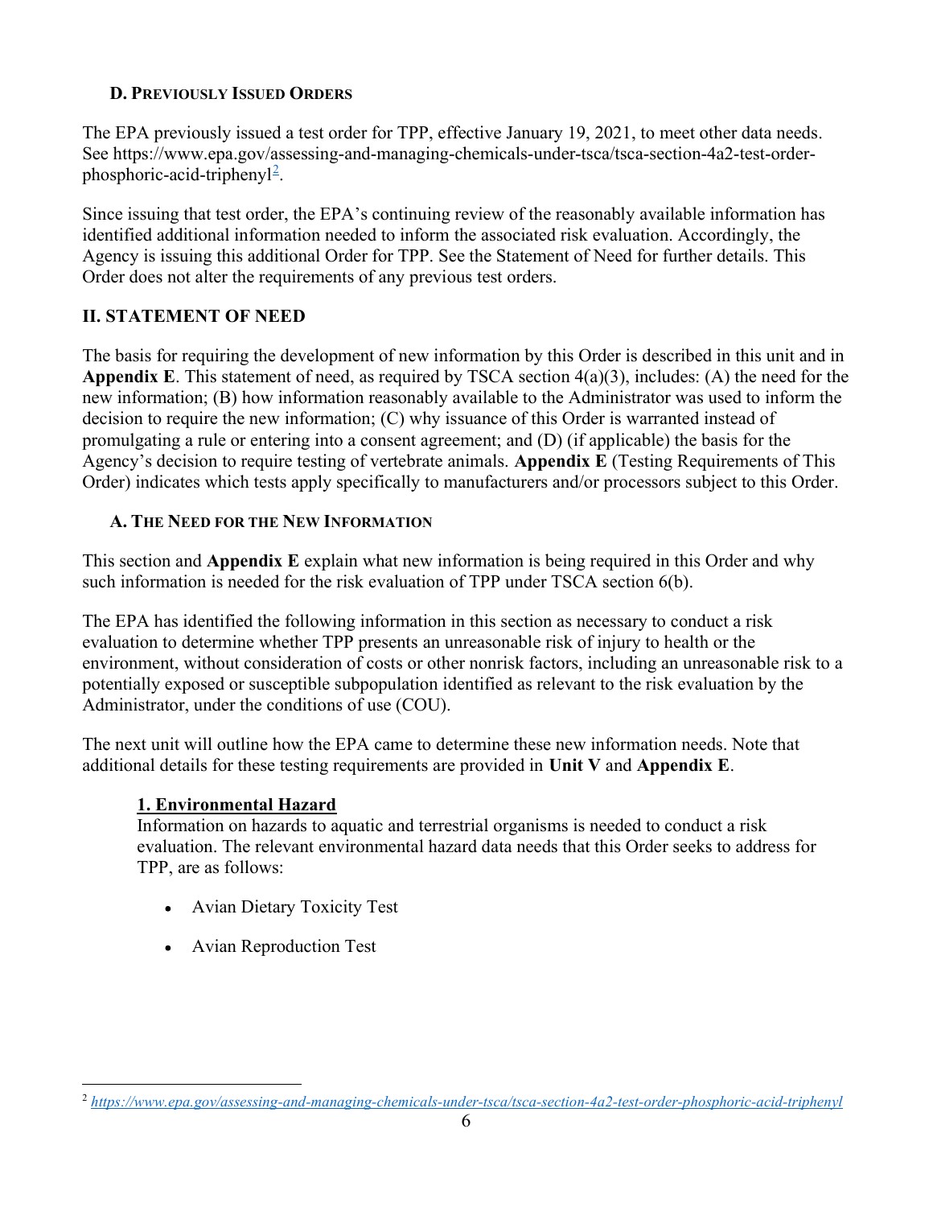### D. Previously Issued Orders

The EPA previously issued a test order for TPP, effective January 19, 2021, to meet other data needs. See https://www.epa.gov/assessing-and-managing-chemicals-under-tsca/tsca-section-4a2-test-order-phosphoric-acid-triphenyl[2].

Since issuing that test order, the EPA's continuing review of the reasonably available information has identified additional information needed to inform the associated risk evaluation. Accordingly, the Agency is issuing this additional Order for TPP. See the Statement of Need for further details. This Order does not alter the requirements of any previous test orders.

## II. STATEMENT OF NEED

The basis for requiring the development of new information by this Order is described in this unit and in **Appendix E**. This statement of need, as required by TSCA section 4(a)(3), includes: (A) the need for the new information; (B) how information reasonably available to the Administrator was used to inform the decision to require the new information; (C) why issuance of this Order is warranted instead of promulgating a rule or entering into a consent agreement; and (D) (if applicable) the basis for the Agency's decision to require testing of vertebrate animals. **Appendix E** (Testing Requirements of This Order) indicates which tests apply specifically to manufacturers and/or processors subject to this Order.

### A. The Need for the New Information

This section and **Appendix E** explain what new information is being required in this Order and why such information is needed for the risk evaluation of TPP under TSCA section 6(b).

The EPA has identified the following information in this section as necessary to conduct a risk evaluation to determine whether TPP presents an unreasonable risk of injury to health or the environment, without consideration of costs or other nonrisk factors, including an unreasonable risk to a potentially exposed or susceptible subpopulation identified as relevant to the risk evaluation by the Administrator, under the conditions of use (COU).

The next unit will outline how the EPA came to determine these new information needs. Note that additional details for these testing requirements are provided in **Unit V** and **Appendix E**.

#### 1. Environmental Hazard

Information on hazards to aquatic and terrestrial organisms is needed to conduct a risk evaluation. The relevant environmental hazard data needs that this Order seeks to address for TPP, are as follows:

- Avian Dietary Toxicity Test
- Avian Reproduction Test

---

[2] *https://www.epa.gov/assessing-and-managing-chemicals-under-tsca/tsca-section-4a2-test-order-phosphoric-acid-triphenyl*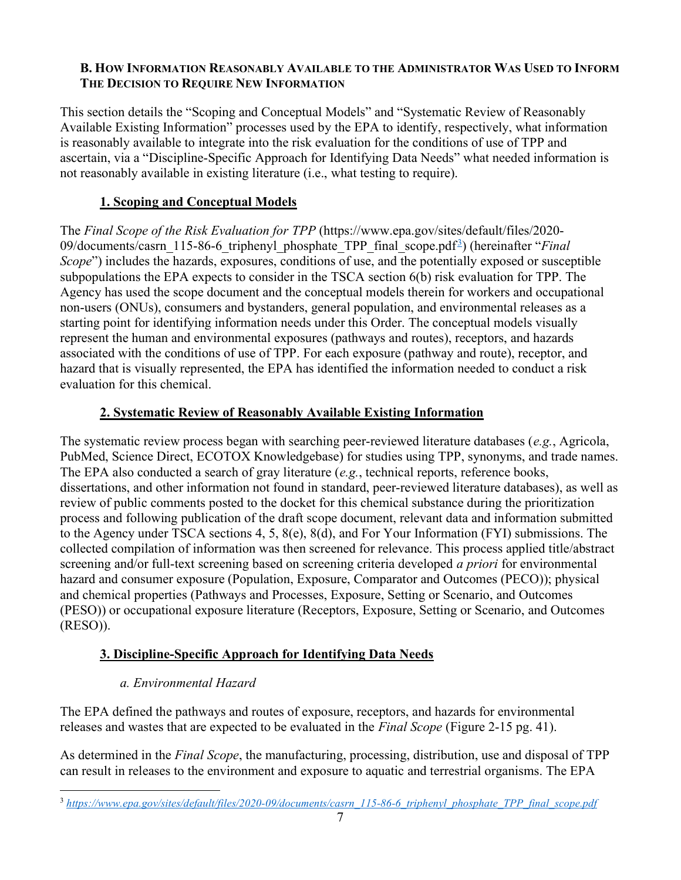## B. How Information Reasonably Available to the Administrator Was Used to Inform the Decision to Require New Information

This section details the "Scoping and Conceptual Models" and "Systematic Review of Reasonably Available Existing Information" processes used by the EPA to identify, respectively, what information is reasonably available to integrate into the risk evaluation for the conditions of use of TPP and ascertain, via a "Discipline-Specific Approach for Identifying Data Needs" what needed information is not reasonably available in existing literature (i.e., what testing to require).

### 1. Scoping and Conceptual Models

The *Final Scope of the Risk Evaluation for TPP* (https://www.epa.gov/sites/default/files/2020-09/documents/casrn_115-86-6_triphenyl_phosphate_TPP_final_scope.pdf[3]) (hereinafter "*Final Scope*") includes the hazards, exposures, conditions of use, and the potentially exposed or susceptible subpopulations the EPA expects to consider in the TSCA section 6(b) risk evaluation for TPP. The Agency has used the scope document and the conceptual models therein for workers and occupational non-users (ONUs), consumers and bystanders, general population, and environmental releases as a starting point for identifying information needs under this Order. The conceptual models visually represent the human and environmental exposures (pathways and routes), receptors, and hazards associated with the conditions of use of TPP. For each exposure (pathway and route), receptor, and hazard that is visually represented, the EPA has identified the information needed to conduct a risk evaluation for this chemical.

### 2. Systematic Review of Reasonably Available Existing Information

The systematic review process began with searching peer-reviewed literature databases (*e.g.*, Agricola, PubMed, Science Direct, ECOTOX Knowledgebase) for studies using TPP, synonyms, and trade names. The EPA also conducted a search of gray literature (*e.g.*, technical reports, reference books, dissertations, and other information not found in standard, peer-reviewed literature databases), as well as review of public comments posted to the docket for this chemical substance during the prioritization process and following publication of the draft scope document, relevant data and information submitted to the Agency under TSCA sections 4, 5, 8(e), 8(d), and For Your Information (FYI) submissions. The collected compilation of information was then screened for relevance. This process applied title/abstract screening and/or full-text screening based on screening criteria developed *a priori* for environmental hazard and consumer exposure (Population, Exposure, Comparator and Outcomes (PECO)); physical and chemical properties (Pathways and Processes, Exposure, Setting or Scenario, and Outcomes (PESO)) or occupational exposure literature (Receptors, Exposure, Setting or Scenario, and Outcomes (RESO)).

### 3. Discipline-Specific Approach for Identifying Data Needs

#### *a. Environmental Hazard*

The EPA defined the pathways and routes of exposure, receptors, and hazards for environmental releases and wastes that are expected to be evaluated in the *Final Scope* (Figure 2-15 pg. 41).

As determined in the *Final Scope*, the manufacturing, processing, distribution, use and disposal of TPP can result in releases to the environment and exposure to aquatic and terrestrial organisms. The EPA

[3] *https://www.epa.gov/sites/default/files/2020-09/documents/casrn_115-86-6_triphenyl_phosphate_TPP_final_scope.pdf*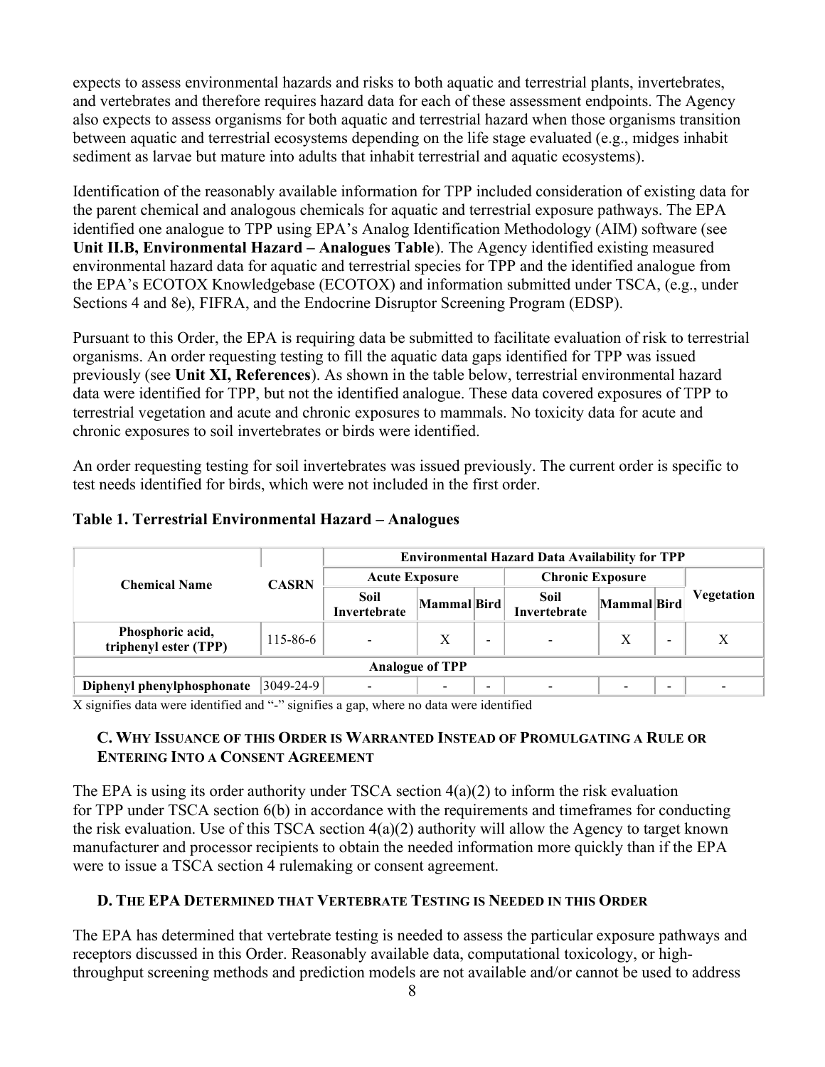expects to assess environmental hazards and risks to both aquatic and terrestrial plants, invertebrates, and vertebrates and therefore requires hazard data for each of these assessment endpoints. The Agency also expects to assess organisms for both aquatic and terrestrial hazard when those organisms transition between aquatic and terrestrial ecosystems depending on the life stage evaluated (e.g., midges inhabit sediment as larvae but mature into adults that inhabit terrestrial and aquatic ecosystems).

Identification of the reasonably available information for TPP included consideration of existing data for the parent chemical and analogous chemicals for aquatic and terrestrial exposure pathways. The EPA identified one analogue to TPP using EPA's Analog Identification Methodology (AIM) software (see **Unit II.B, Environmental Hazard – Analogues Table**). The Agency identified existing measured environmental hazard data for aquatic and terrestrial species for TPP and the identified analogue from the EPA's ECOTOX Knowledgebase (ECOTOX) and information submitted under TSCA, (e.g., under Sections 4 and 8e), FIFRA, and the Endocrine Disruptor Screening Program (EDSP).

Pursuant to this Order, the EPA is requiring data be submitted to facilitate evaluation of risk to terrestrial organisms. An order requesting testing to fill the aquatic data gaps identified for TPP was issued previously (see **Unit XI, References**). As shown in the table below, terrestrial environmental hazard data were identified for TPP, but not the identified analogue. These data covered exposures of TPP to terrestrial vegetation and acute and chronic exposures to mammals. No toxicity data for acute and chronic exposures to soil invertebrates or birds were identified.

An order requesting testing for soil invertebrates was issued previously. The current order is specific to test needs identified for birds, which were not included in the first order.

**Table 1. Terrestrial Environmental Hazard – Analogues**

| Chemical Name | CASRN | Environmental Hazard Data Availability for TPP | | | | | | |
|---|---|---|---|---|---|---|---|---|
| | | Acute Exposure | | | Chronic Exposure | | | Vegetation |
| | | Soil Invertebrate | Mammal | Bird | Soil Invertebrate | Mammal | Bird | |
| **Phosphoric acid, triphenyl ester (TPP)** | 115-86-6 | - | X | - | - | X | - | X |
| **Analogue of TPP** | | | | | | | | |
| **Diphenyl phenylphosphonate** | 3049-24-9 | - | - | - | - | - | - | - |

X signifies data were identified and "-" signifies a gap, where no data were identified

### C. Why Issuance of this Order is Warranted Instead of Promulgating a Rule or Entering into a Consent Agreement

The EPA is using its order authority under TSCA section 4(a)(2) to inform the risk evaluation for TPP under TSCA section 6(b) in accordance with the requirements and timeframes for conducting the risk evaluation. Use of this TSCA section 4(a)(2) authority will allow the Agency to target known manufacturer and processor recipients to obtain the needed information more quickly than if the EPA were to issue a TSCA section 4 rulemaking or consent agreement.

### D. The EPA Determined that Vertebrate Testing is Needed in this Order

The EPA has determined that vertebrate testing is needed to assess the particular exposure pathways and receptors discussed in this Order. Reasonably available data, computational toxicology, or high-throughput screening methods and prediction models are not available and/or cannot be used to address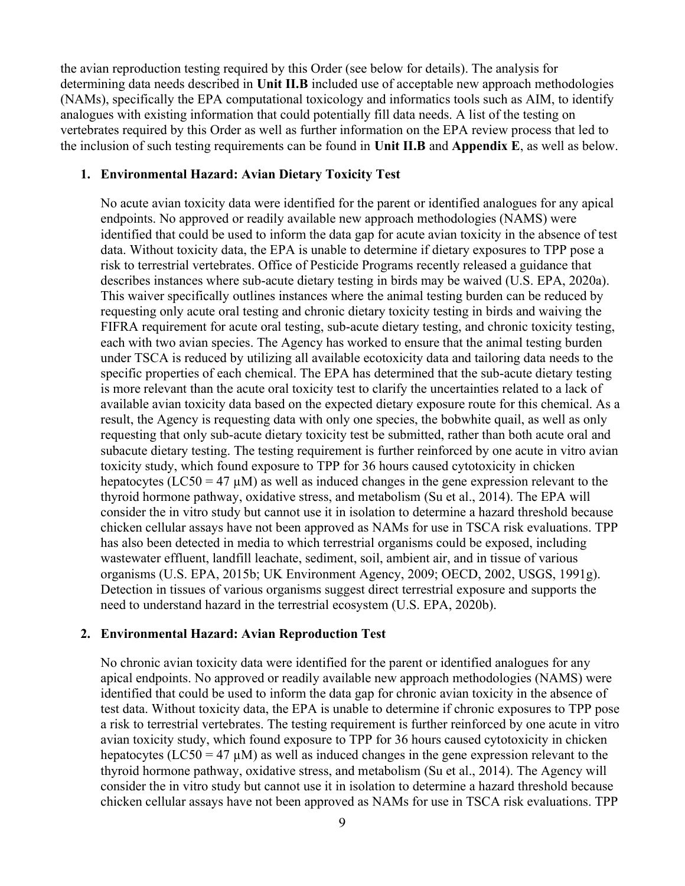the avian reproduction testing required by this Order (see below for details). The analysis for determining data needs described in **Unit II.B** included use of acceptable new approach methodologies (NAMs), specifically the EPA computational toxicology and informatics tools such as AIM, to identify analogues with existing information that could potentially fill data needs. A list of the testing on vertebrates required by this Order as well as further information on the EPA review process that led to the inclusion of such testing requirements can be found in **Unit II.B** and **Appendix E**, as well as below.

1. **Environmental Hazard: Avian Dietary Toxicity Test**

   No acute avian toxicity data were identified for the parent or identified analogues for any apical endpoints. No approved or readily available new approach methodologies (NAMS) were identified that could be used to inform the data gap for acute avian toxicity in the absence of test data. Without toxicity data, the EPA is unable to determine if dietary exposures to TPP pose a risk to terrestrial vertebrates. Office of Pesticide Programs recently released a guidance that describes instances where sub-acute dietary testing in birds may be waived (U.S. EPA, 2020a). This waiver specifically outlines instances where the animal testing burden can be reduced by requesting only acute oral testing and chronic dietary toxicity testing in birds and waiving the FIFRA requirement for acute oral testing, sub-acute dietary testing, and chronic toxicity testing, each with two avian species. The Agency has worked to ensure that the animal testing burden under TSCA is reduced by utilizing all available ecotoxicity data and tailoring data needs to the specific properties of each chemical. The EPA has determined that the sub-acute dietary testing is more relevant than the acute oral toxicity test to clarify the uncertainties related to a lack of available avian toxicity data based on the expected dietary exposure route for this chemical. As a result, the Agency is requesting data with only one species, the bobwhite quail, as well as only requesting that only sub-acute dietary toxicity test be submitted, rather than both acute oral and subacute dietary testing. The testing requirement is further reinforced by one acute in vitro avian toxicity study, which found exposure to TPP for 36 hours caused cytotoxicity in chicken hepatocytes ($LC50 = 47$ µM) as well as induced changes in the gene expression relevant to the thyroid hormone pathway, oxidative stress, and metabolism (Su et al., 2014). The EPA will consider the in vitro study but cannot use it in isolation to determine a hazard threshold because chicken cellular assays have not been approved as NAMs for use in TSCA risk evaluations. TPP has also been detected in media to which terrestrial organisms could be exposed, including wastewater effluent, landfill leachate, sediment, soil, ambient air, and in tissue of various organisms (U.S. EPA, 2015b; UK Environment Agency, 2009; OECD, 2002, USGS, 1991g). Detection in tissues of various organisms suggest direct terrestrial exposure and supports the need to understand hazard in the terrestrial ecosystem (U.S. EPA, 2020b).

2. **Environmental Hazard: Avian Reproduction Test**

   No chronic avian toxicity data were identified for the parent or identified analogues for any apical endpoints. No approved or readily available new approach methodologies (NAMS) were identified that could be used to inform the data gap for chronic avian toxicity in the absence of test data. Without toxicity data, the EPA is unable to determine if chronic exposures to TPP pose a risk to terrestrial vertebrates. The testing requirement is further reinforced by one acute in vitro avian toxicity study, which found exposure to TPP for 36 hours caused cytotoxicity in chicken hepatocytes ($LC50 = 47$ µM) as well as induced changes in the gene expression relevant to the thyroid hormone pathway, oxidative stress, and metabolism (Su et al., 2014). The Agency will consider the in vitro study but cannot use it in isolation to determine a hazard threshold because chicken cellular assays have not been approved as NAMs for use in TSCA risk evaluations. TPP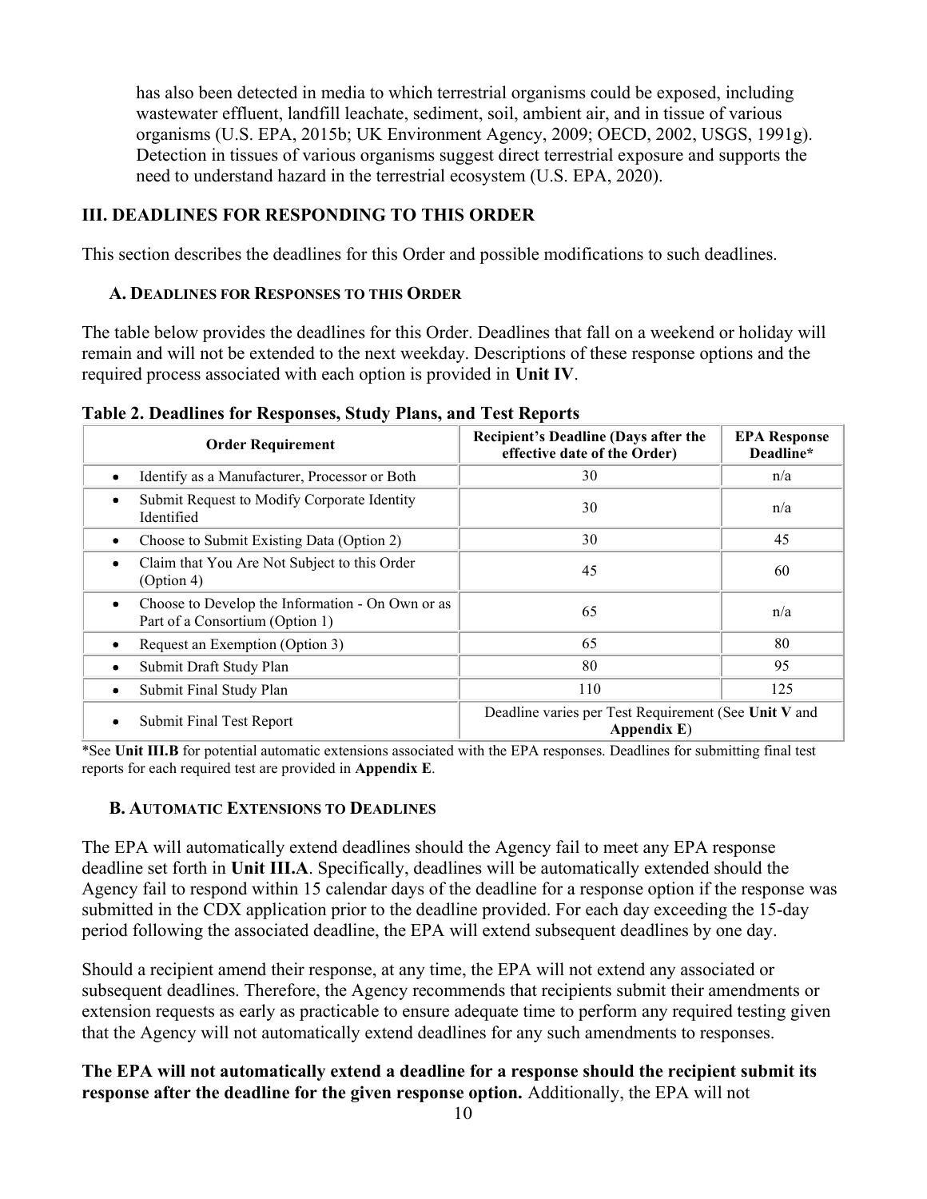has also been detected in media to which terrestrial organisms could be exposed, including wastewater effluent, landfill leachate, sediment, soil, ambient air, and in tissue of various organisms (U.S. EPA, 2015b; UK Environment Agency, 2009; OECD, 2002, USGS, 1991g). Detection in tissues of various organisms suggest direct terrestrial exposure and supports the need to understand hazard in the terrestrial ecosystem (U.S. EPA, 2020).

## III. DEADLINES FOR RESPONDING TO THIS ORDER

This section describes the deadlines for this Order and possible modifications to such deadlines.

### A. Deadlines for Responses to this Order

The table below provides the deadlines for this Order. Deadlines that fall on a weekend or holiday will remain and will not be extended to the next weekday. Descriptions of these response options and the required process associated with each option is provided in **Unit IV**.

**Table 2. Deadlines for Responses, Study Plans, and Test Reports**

| Order Requirement | Recipient's Deadline (Days after the effective date of the Order) | EPA Response Deadline* |
|---|---|---|
| • Identify as a Manufacturer, Processor or Both | 30 | n/a |
| • Submit Request to Modify Corporate Identity Identified | 30 | n/a |
| • Choose to Submit Existing Data (Option 2) | 30 | 45 |
| • Claim that You Are Not Subject to this Order (Option 4) | 45 | 60 |
| • Choose to Develop the Information - On Own or as Part of a Consortium (Option 1) | 65 | n/a |
| • Request an Exemption (Option 3) | 65 | 80 |
| • Submit Draft Study Plan | 80 | 95 |
| • Submit Final Study Plan | 110 | 125 |
| • Submit Final Test Report | Deadline varies per Test Requirement (See **Unit V** and **Appendix E**) | |

*See **Unit III.B** for potential automatic extensions associated with the EPA responses. Deadlines for submitting final test reports for each required test are provided in **Appendix E**.

### B. Automatic Extensions to Deadlines

The EPA will automatically extend deadlines should the Agency fail to meet any EPA response deadline set forth in **Unit III.A**. Specifically, deadlines will be automatically extended should the Agency fail to respond within 15 calendar days of the deadline for a response option if the response was submitted in the CDX application prior to the deadline provided. For each day exceeding the 15-day period following the associated deadline, the EPA will extend subsequent deadlines by one day.

Should a recipient amend their response, at any time, the EPA will not extend any associated or subsequent deadlines. Therefore, the Agency recommends that recipients submit their amendments or extension requests as early as practicable to ensure adequate time to perform any required testing given that the Agency will not automatically extend deadlines for any such amendments to responses.

**The EPA will not automatically extend a deadline for a response should the recipient submit its response after the deadline for the given response option.** Additionally, the EPA will not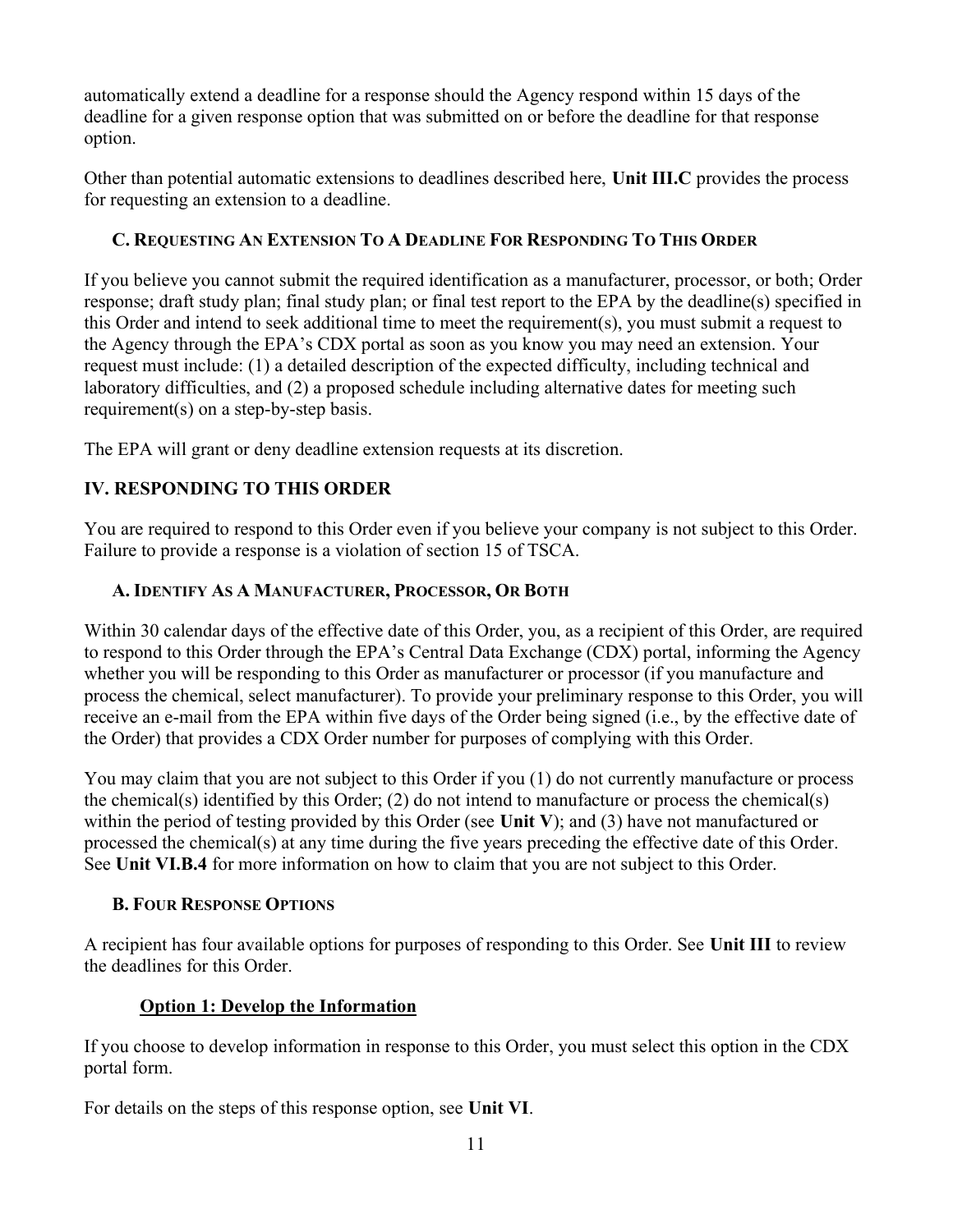automatically extend a deadline for a response should the Agency respond within 15 days of the deadline for a given response option that was submitted on or before the deadline for that response option.

Other than potential automatic extensions to deadlines described here, **Unit III.C** provides the process for requesting an extension to a deadline.

### C. Requesting An Extension To A Deadline For Responding To This Order

If you believe you cannot submit the required identification as a manufacturer, processor, or both; Order response; draft study plan; final study plan; or final test report to the EPA by the deadline(s) specified in this Order and intend to seek additional time to meet the requirement(s), you must submit a request to the Agency through the EPA's CDX portal as soon as you know you may need an extension. Your request must include: (1) a detailed description of the expected difficulty, including technical and laboratory difficulties, and (2) a proposed schedule including alternative dates for meeting such requirement(s) on a step-by-step basis.

The EPA will grant or deny deadline extension requests at its discretion.

## IV. RESPONDING TO THIS ORDER

You are required to respond to this Order even if you believe your company is not subject to this Order. Failure to provide a response is a violation of section 15 of TSCA.

### A. Identify As A Manufacturer, Processor, Or Both

Within 30 calendar days of the effective date of this Order, you, as a recipient of this Order, are required to respond to this Order through the EPA's Central Data Exchange (CDX) portal, informing the Agency whether you will be responding to this Order as manufacturer or processor (if you manufacture and process the chemical, select manufacturer). To provide your preliminary response to this Order, you will receive an e-mail from the EPA within five days of the Order being signed (i.e., by the effective date of the Order) that provides a CDX Order number for purposes of complying with this Order.

You may claim that you are not subject to this Order if you (1) do not currently manufacture or process the chemical(s) identified by this Order; (2) do not intend to manufacture or process the chemical(s) within the period of testing provided by this Order (see **Unit V**); and (3) have not manufactured or processed the chemical(s) at any time during the five years preceding the effective date of this Order. See **Unit VI.B.4** for more information on how to claim that you are not subject to this Order.

### B. Four Response Options

A recipient has four available options for purposes of responding to this Order. See **Unit III** to review the deadlines for this Order.

#### Option 1: Develop the Information

If you choose to develop information in response to this Order, you must select this option in the CDX portal form.

For details on the steps of this response option, see **Unit VI**.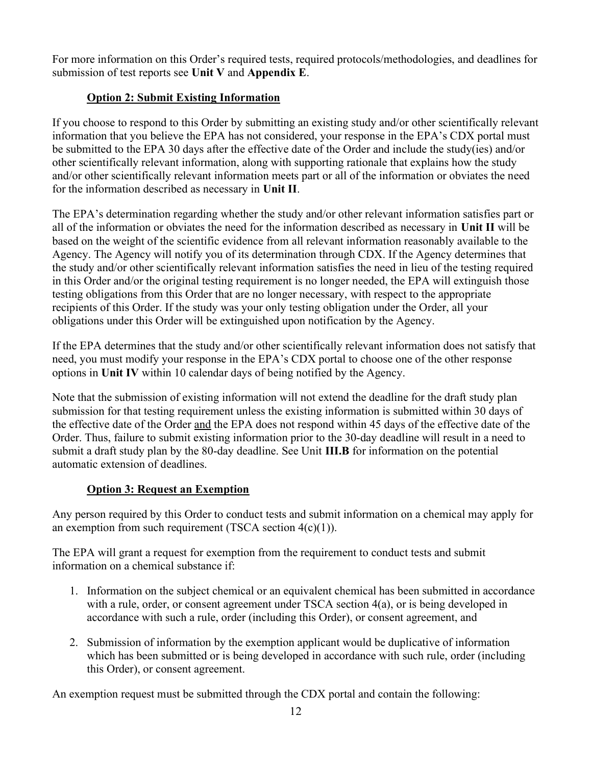For more information on this Order's required tests, required protocols/methodologies, and deadlines for submission of test reports see **Unit V** and **Appendix E**.

### Option 2: Submit Existing Information

If you choose to respond to this Order by submitting an existing study and/or other scientifically relevant information that you believe the EPA has not considered, your response in the EPA's CDX portal must be submitted to the EPA 30 days after the effective date of the Order and include the study(ies) and/or other scientifically relevant information, along with supporting rationale that explains how the study and/or other scientifically relevant information meets part or all of the information or obviates the need for the information described as necessary in **Unit II**.

The EPA's determination regarding whether the study and/or other relevant information satisfies part or all of the information or obviates the need for the information described as necessary in **Unit II** will be based on the weight of the scientific evidence from all relevant information reasonably available to the Agency. The Agency will notify you of its determination through CDX. If the Agency determines that the study and/or other scientifically relevant information satisfies the need in lieu of the testing required in this Order and/or the original testing requirement is no longer needed, the EPA will extinguish those testing obligations from this Order that are no longer necessary, with respect to the appropriate recipients of this Order. If the study was your only testing obligation under the Order, all your obligations under this Order will be extinguished upon notification by the Agency.

If the EPA determines that the study and/or other scientifically relevant information does not satisfy that need, you must modify your response in the EPA's CDX portal to choose one of the other response options in **Unit IV** within 10 calendar days of being notified by the Agency.

Note that the submission of existing information will not extend the deadline for the draft study plan submission for that testing requirement unless the existing information is submitted within 30 days of the effective date of the Order <u>and</u> the EPA does not respond within 45 days of the effective date of the Order. Thus, failure to submit existing information prior to the 30-day deadline will result in a need to submit a draft study plan by the 80-day deadline. See Unit **III.B** for information on the potential automatic extension of deadlines.

### Option 3: Request an Exemption

Any person required by this Order to conduct tests and submit information on a chemical may apply for an exemption from such requirement (TSCA section 4(c)(1)).

The EPA will grant a request for exemption from the requirement to conduct tests and submit information on a chemical substance if:

1. Information on the subject chemical or an equivalent chemical has been submitted in accordance with a rule, order, or consent agreement under TSCA section 4(a), or is being developed in accordance with such a rule, order (including this Order), or consent agreement, and
2. Submission of information by the exemption applicant would be duplicative of information which has been submitted or is being developed in accordance with such rule, order (including this Order), or consent agreement.

An exemption request must be submitted through the CDX portal and contain the following: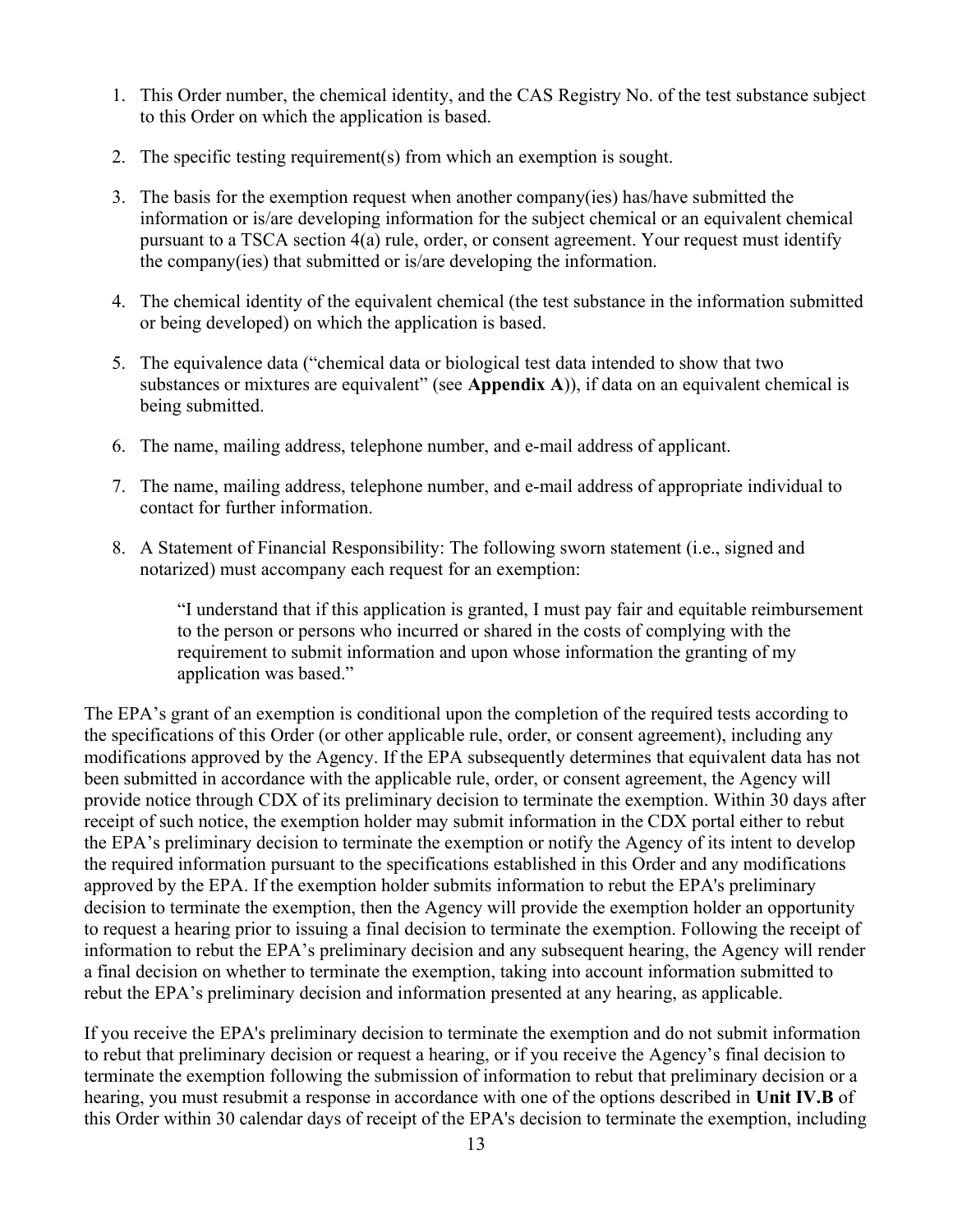1. This Order number, the chemical identity, and the CAS Registry No. of the test substance subject to this Order on which the application is based.

2. The specific testing requirement(s) from which an exemption is sought.

3. The basis for the exemption request when another company(ies) has/have submitted the information or is/are developing information for the subject chemical or an equivalent chemical pursuant to a TSCA section 4(a) rule, order, or consent agreement. Your request must identify the company(ies) that submitted or is/are developing the information.

4. The chemical identity of the equivalent chemical (the test substance in the information submitted or being developed) on which the application is based.

5. The equivalence data ("chemical data or biological test data intended to show that two substances or mixtures are equivalent" (see **Appendix A**)), if data on an equivalent chemical is being submitted.

6. The name, mailing address, telephone number, and e-mail address of applicant.

7. The name, mailing address, telephone number, and e-mail address of appropriate individual to contact for further information.

8. A Statement of Financial Responsibility: The following sworn statement (i.e., signed and notarized) must accompany each request for an exemption:

   > "I understand that if this application is granted, I must pay fair and equitable reimbursement to the person or persons who incurred or shared in the costs of complying with the requirement to submit information and upon whose information the granting of my application was based."

The EPA's grant of an exemption is conditional upon the completion of the required tests according to the specifications of this Order (or other applicable rule, order, or consent agreement), including any modifications approved by the Agency. If the EPA subsequently determines that equivalent data has not been submitted in accordance with the applicable rule, order, or consent agreement, the Agency will provide notice through CDX of its preliminary decision to terminate the exemption. Within 30 days after receipt of such notice, the exemption holder may submit information in the CDX portal either to rebut the EPA's preliminary decision to terminate the exemption or notify the Agency of its intent to develop the required information pursuant to the specifications established in this Order and any modifications approved by the EPA. If the exemption holder submits information to rebut the EPA's preliminary decision to terminate the exemption, then the Agency will provide the exemption holder an opportunity to request a hearing prior to issuing a final decision to terminate the exemption. Following the receipt of information to rebut the EPA's preliminary decision and any subsequent hearing, the Agency will render a final decision on whether to terminate the exemption, taking into account information submitted to rebut the EPA's preliminary decision and information presented at any hearing, as applicable.

If you receive the EPA's preliminary decision to terminate the exemption and do not submit information to rebut that preliminary decision or request a hearing, or if you receive the Agency's final decision to terminate the exemption following the submission of information to rebut that preliminary decision or a hearing, you must resubmit a response in accordance with one of the options described in **Unit IV.B** of this Order within 30 calendar days of receipt of the EPA's decision to terminate the exemption, including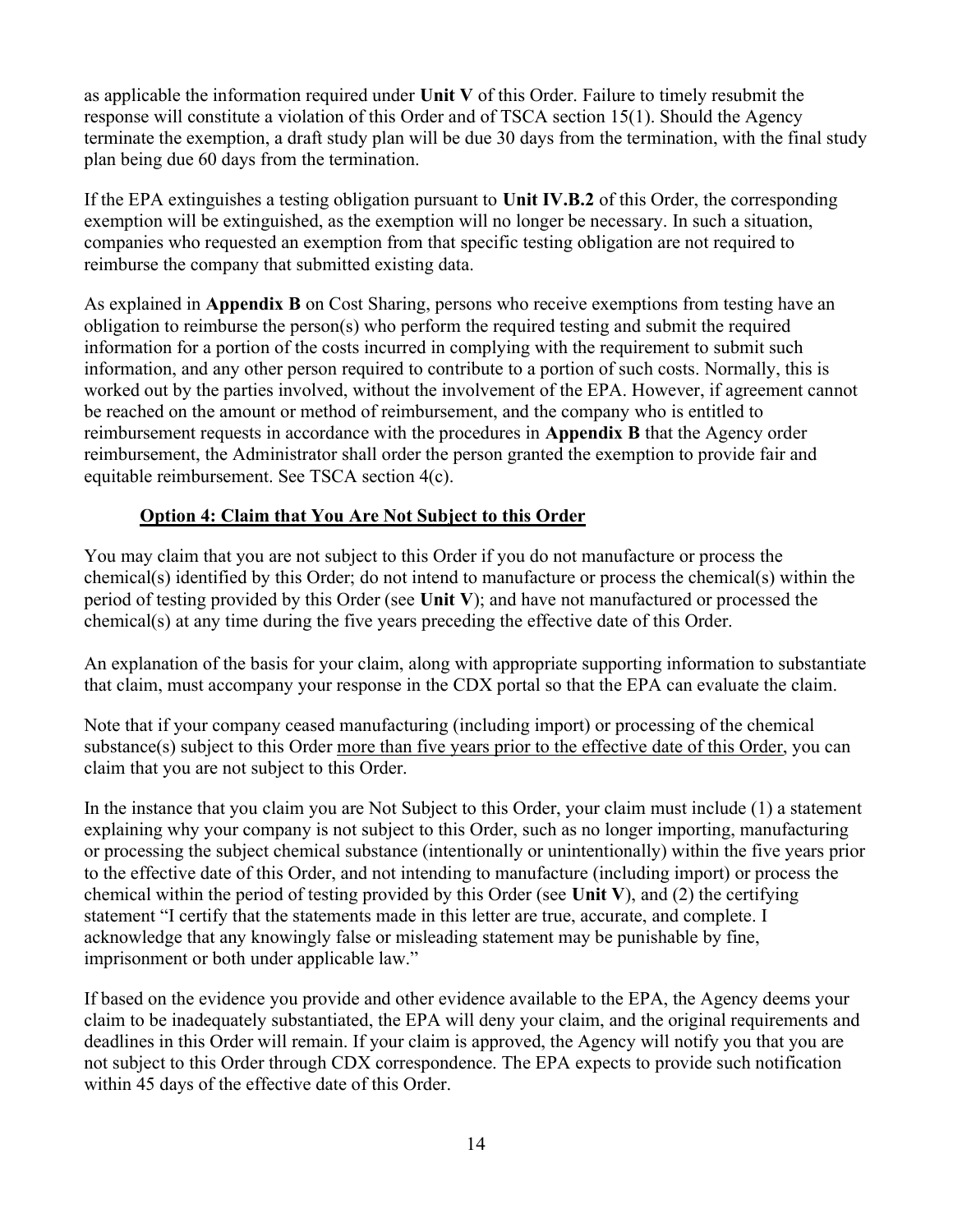as applicable the information required under **Unit V** of this Order. Failure to timely resubmit the response will constitute a violation of this Order and of TSCA section 15(1). Should the Agency terminate the exemption, a draft study plan will be due 30 days from the termination, with the final study plan being due 60 days from the termination.

If the EPA extinguishes a testing obligation pursuant to **Unit IV.B.2** of this Order, the corresponding exemption will be extinguished, as the exemption will no longer be necessary. In such a situation, companies who requested an exemption from that specific testing obligation are not required to reimburse the company that submitted existing data.

As explained in **Appendix B** on Cost Sharing, persons who receive exemptions from testing have an obligation to reimburse the person(s) who perform the required testing and submit the required information for a portion of the costs incurred in complying with the requirement to submit such information, and any other person required to contribute to a portion of such costs. Normally, this is worked out by the parties involved, without the involvement of the EPA. However, if agreement cannot be reached on the amount or method of reimbursement, and the company who is entitled to reimbursement requests in accordance with the procedures in **Appendix B** that the Agency order reimbursement, the Administrator shall order the person granted the exemption to provide fair and equitable reimbursement. See TSCA section 4(c).

**Option 4: Claim that You Are Not Subject to this Order**

You may claim that you are not subject to this Order if you do not manufacture or process the chemical(s) identified by this Order; do not intend to manufacture or process the chemical(s) within the period of testing provided by this Order (see **Unit V**); and have not manufactured or processed the chemical(s) at any time during the five years preceding the effective date of this Order.

An explanation of the basis for your claim, along with appropriate supporting information to substantiate that claim, must accompany your response in the CDX portal so that the EPA can evaluate the claim.

Note that if your company ceased manufacturing (including import) or processing of the chemical substance(s) subject to this Order more than five years prior to the effective date of this Order, you can claim that you are not subject to this Order.

In the instance that you claim you are Not Subject to this Order, your claim must include (1) a statement explaining why your company is not subject to this Order, such as no longer importing, manufacturing or processing the subject chemical substance (intentionally or unintentionally) within the five years prior to the effective date of this Order, and not intending to manufacture (including import) or process the chemical within the period of testing provided by this Order (see **Unit V**), and (2) the certifying statement "I certify that the statements made in this letter are true, accurate, and complete. I acknowledge that any knowingly false or misleading statement may be punishable by fine, imprisonment or both under applicable law."

If based on the evidence you provide and other evidence available to the EPA, the Agency deems your claim to be inadequately substantiated, the EPA will deny your claim, and the original requirements and deadlines in this Order will remain. If your claim is approved, the Agency will notify you that you are not subject to this Order through CDX correspondence. The EPA expects to provide such notification within 45 days of the effective date of this Order.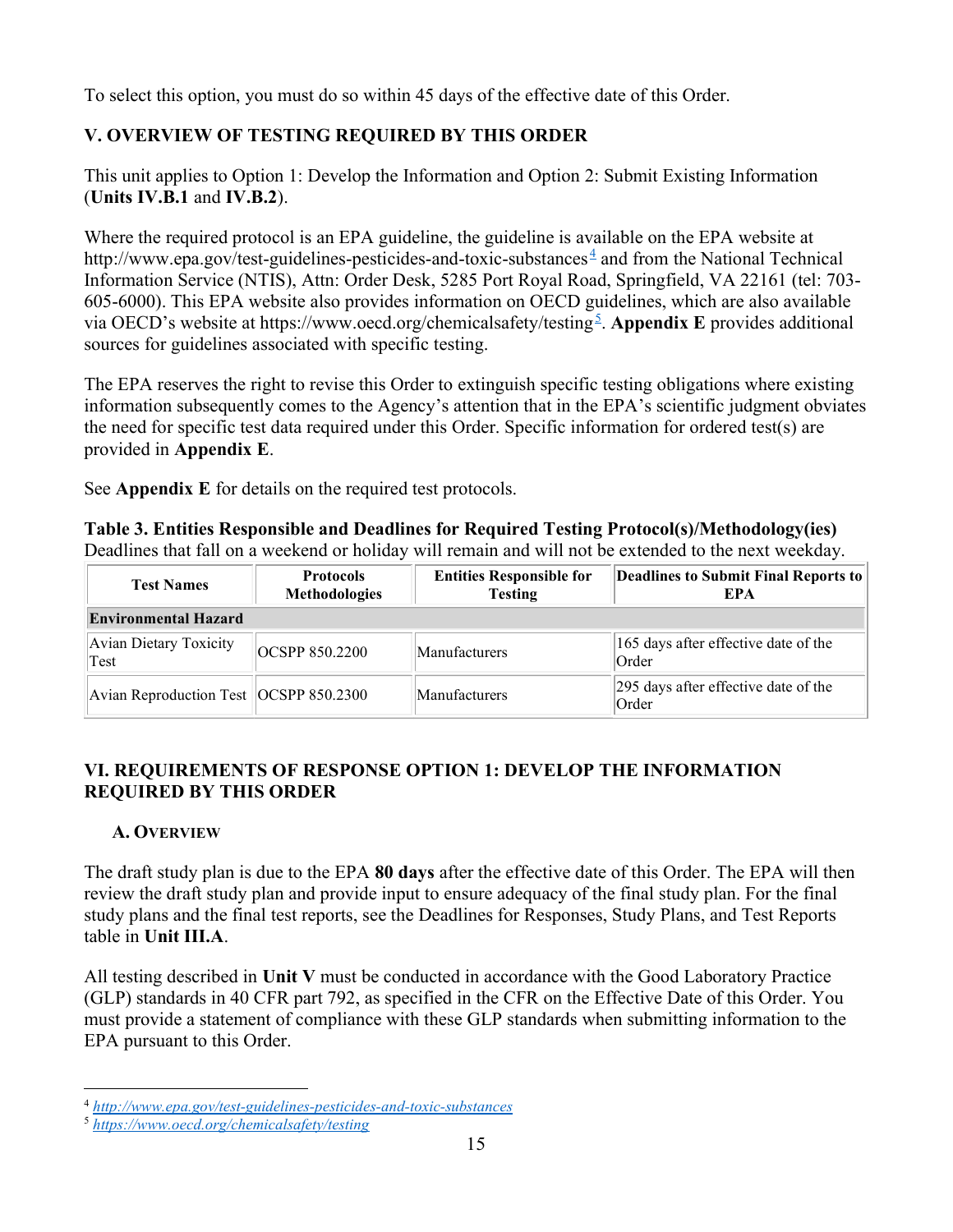To select this option, you must do so within 45 days of the effective date of this Order.

## V. OVERVIEW OF TESTING REQUIRED BY THIS ORDER

This unit applies to Option 1: Develop the Information and Option 2: Submit Existing Information (**Units IV.B.1** and **IV.B.2**).

Where the required protocol is an EPA guideline, the guideline is available on the EPA website at http://www.epa.gov/test-guidelines-pesticides-and-toxic-substances[4] and from the National Technical Information Service (NTIS), Attn: Order Desk, 5285 Port Royal Road, Springfield, VA 22161 (tel: 703-605-6000). This EPA website also provides information on OECD guidelines, which are also available via OECD's website at https://www.oecd.org/chemicalsafety/testing[5]. **Appendix E** provides additional sources for guidelines associated with specific testing.

The EPA reserves the right to revise this Order to extinguish specific testing obligations where existing information subsequently comes to the Agency's attention that in the EPA's scientific judgment obviates the need for specific test data required under this Order. Specific information for ordered test(s) are provided in **Appendix E**.

See **Appendix E** for details on the required test protocols.

**Table 3. Entities Responsible and Deadlines for Required Testing Protocol(s)/Methodology(ies)**
Deadlines that fall on a weekend or holiday will remain and will not be extended to the next weekday.

| Test Names | Protocols Methodologies | Entities Responsible for Testing | Deadlines to Submit Final Reports to EPA |
|---|---|---|---|
| **Environmental Hazard** | | | |
| Avian Dietary Toxicity Test | OCSPP 850.2200 | Manufacturers | 165 days after effective date of the Order |
| Avian Reproduction Test | OCSPP 850.2300 | Manufacturers | 295 days after effective date of the Order |

## VI. REQUIREMENTS OF RESPONSE OPTION 1: DEVELOP THE INFORMATION REQUIRED BY THIS ORDER

### A. Overview

The draft study plan is due to the EPA **80 days** after the effective date of this Order. The EPA will then review the draft study plan and provide input to ensure adequacy of the final study plan. For the final study plans and the final test reports, see the Deadlines for Responses, Study Plans, and Test Reports table in **Unit III.A**.

All testing described in **Unit V** must be conducted in accordance with the Good Laboratory Practice (GLP) standards in 40 CFR part 792, as specified in the CFR on the Effective Date of this Order. You must provide a statement of compliance with these GLP standards when submitting information to the EPA pursuant to this Order.

[4] *http://www.epa.gov/test-guidelines-pesticides-and-toxic-substances*
[5] *https://www.oecd.org/chemicalsafety/testing*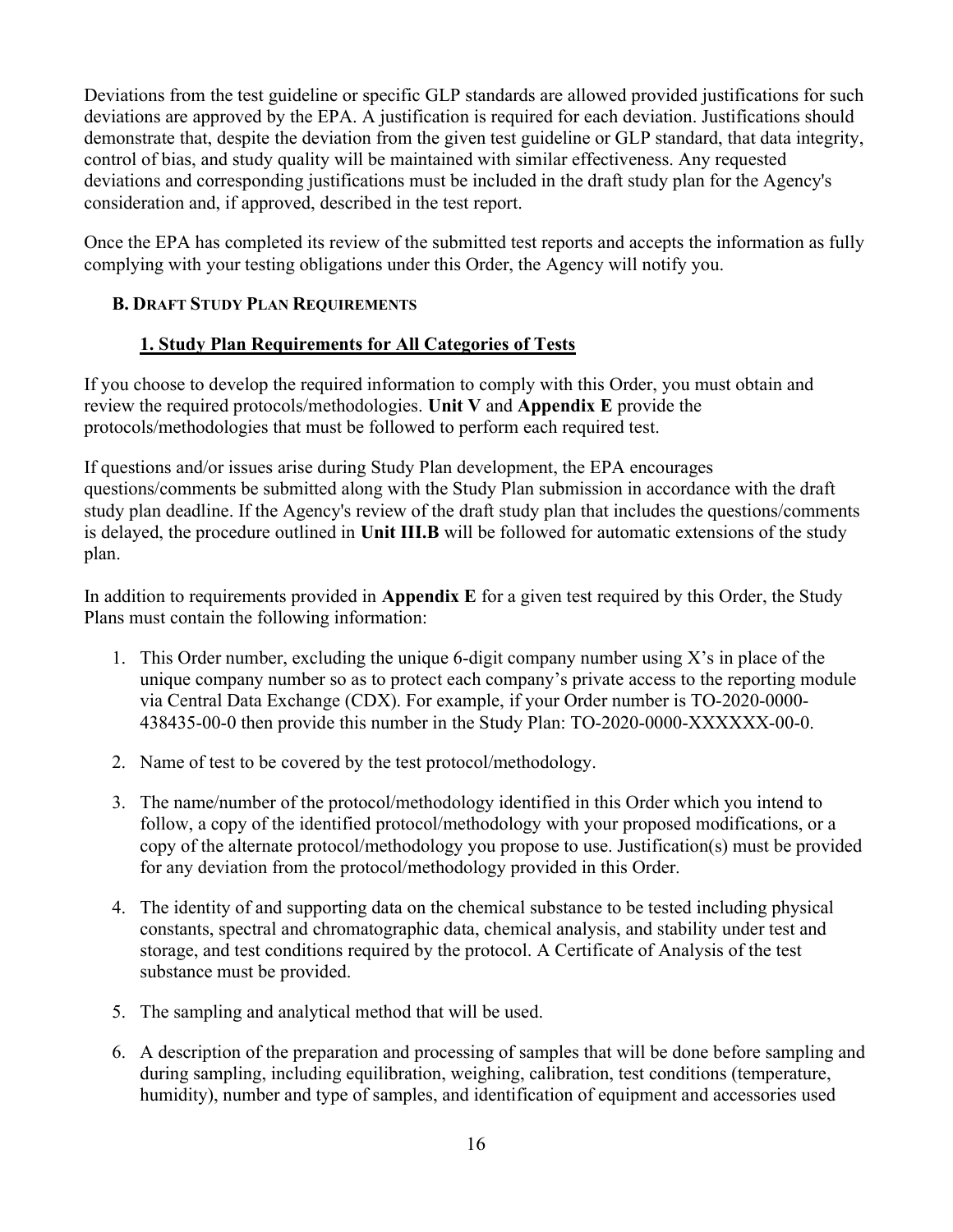Deviations from the test guideline or specific GLP standards are allowed provided justifications for such deviations are approved by the EPA. A justification is required for each deviation. Justifications should demonstrate that, despite the deviation from the given test guideline or GLP standard, that data integrity, control of bias, and study quality will be maintained with similar effectiveness. Any requested deviations and corresponding justifications must be included in the draft study plan for the Agency's consideration and, if approved, described in the test report.

Once the EPA has completed its review of the submitted test reports and accepts the information as fully complying with your testing obligations under this Order, the Agency will notify you.

### B. Draft Study Plan Requirements

#### 1. Study Plan Requirements for All Categories of Tests

If you choose to develop the required information to comply with this Order, you must obtain and review the required protocols/methodologies. **Unit V** and **Appendix E** provide the protocols/methodologies that must be followed to perform each required test.

If questions and/or issues arise during Study Plan development, the EPA encourages questions/comments be submitted along with the Study Plan submission in accordance with the draft study plan deadline. If the Agency's review of the draft study plan that includes the questions/comments is delayed, the procedure outlined in **Unit III.B** will be followed for automatic extensions of the study plan.

In addition to requirements provided in **Appendix E** for a given test required by this Order, the Study Plans must contain the following information:

1. This Order number, excluding the unique 6-digit company number using X's in place of the unique company number so as to protect each company's private access to the reporting module via Central Data Exchange (CDX). For example, if your Order number is TO-2020-0000-438435-00-0 then provide this number in the Study Plan: TO-2020-0000-XXXXXX-00-0.
2. Name of test to be covered by the test protocol/methodology.
3. The name/number of the protocol/methodology identified in this Order which you intend to follow, a copy of the identified protocol/methodology with your proposed modifications, or a copy of the alternate protocol/methodology you propose to use. Justification(s) must be provided for any deviation from the protocol/methodology provided in this Order.
4. The identity of and supporting data on the chemical substance to be tested including physical constants, spectral and chromatographic data, chemical analysis, and stability under test and storage, and test conditions required by the protocol. A Certificate of Analysis of the test substance must be provided.
5. The sampling and analytical method that will be used.
6. A description of the preparation and processing of samples that will be done before sampling and during sampling, including equilibration, weighing, calibration, test conditions (temperature, humidity), number and type of samples, and identification of equipment and accessories used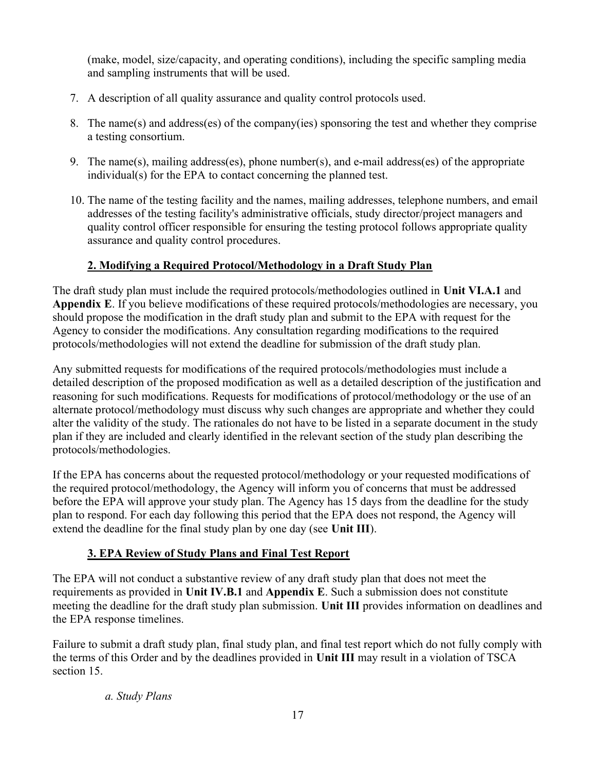(make, model, size/capacity, and operating conditions), including the specific sampling media and sampling instruments that will be used.

7. A description of all quality assurance and quality control protocols used.
8. The name(s) and address(es) of the company(ies) sponsoring the test and whether they comprise a testing consortium.
9. The name(s), mailing address(es), phone number(s), and e-mail address(es) of the appropriate individual(s) for the EPA to contact concerning the planned test.
10. The name of the testing facility and the names, mailing addresses, telephone numbers, and email addresses of the testing facility's administrative officials, study director/project managers and quality control officer responsible for ensuring the testing protocol follows appropriate quality assurance and quality control procedures.

### 2. Modifying a Required Protocol/Methodology in a Draft Study Plan

The draft study plan must include the required protocols/methodologies outlined in **Unit VI.A.1** and **Appendix E**. If you believe modifications of these required protocols/methodologies are necessary, you should propose the modification in the draft study plan and submit to the EPA with request for the Agency to consider the modifications. Any consultation regarding modifications to the required protocols/methodologies will not extend the deadline for submission of the draft study plan.

Any submitted requests for modifications of the required protocols/methodologies must include a detailed description of the proposed modification as well as a detailed description of the justification and reasoning for such modifications. Requests for modifications of protocol/methodology or the use of an alternate protocol/methodology must discuss why such changes are appropriate and whether they could alter the validity of the study. The rationales do not have to be listed in a separate document in the study plan if they are included and clearly identified in the relevant section of the study plan describing the protocols/methodologies.

If the EPA has concerns about the requested protocol/methodology or your requested modifications of the required protocol/methodology, the Agency will inform you of concerns that must be addressed before the EPA will approve your study plan. The Agency has 15 days from the deadline for the study plan to respond. For each day following this period that the EPA does not respond, the Agency will extend the deadline for the final study plan by one day (see **Unit III**).

### 3. EPA Review of Study Plans and Final Test Report

The EPA will not conduct a substantive review of any draft study plan that does not meet the requirements as provided in **Unit IV.B.1** and **Appendix E**. Such a submission does not constitute meeting the deadline for the draft study plan submission. **Unit III** provides information on deadlines and the EPA response timelines.

Failure to submit a draft study plan, final study plan, and final test report which do not fully comply with the terms of this Order and by the deadlines provided in **Unit III** may result in a violation of TSCA section 15.

*a. Study Plans*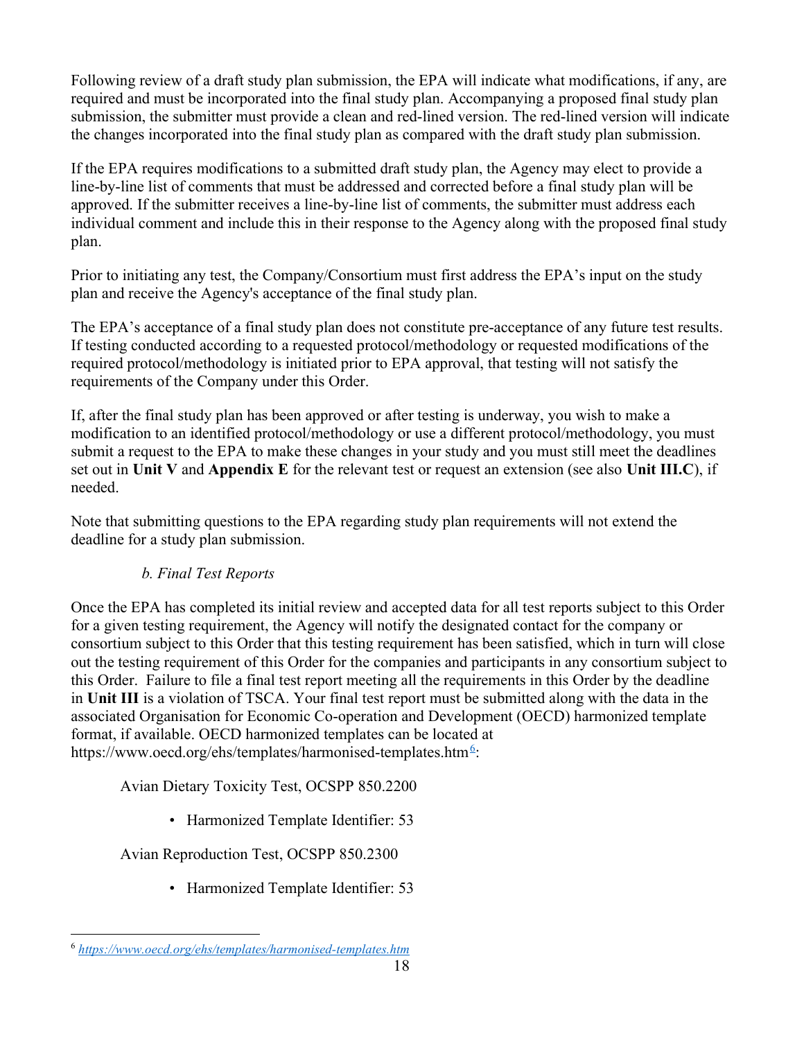Following review of a draft study plan submission, the EPA will indicate what modifications, if any, are required and must be incorporated into the final study plan. Accompanying a proposed final study plan submission, the submitter must provide a clean and red-lined version. The red-lined version will indicate the changes incorporated into the final study plan as compared with the draft study plan submission.

If the EPA requires modifications to a submitted draft study plan, the Agency may elect to provide a line-by-line list of comments that must be addressed and corrected before a final study plan will be approved. If the submitter receives a line-by-line list of comments, the submitter must address each individual comment and include this in their response to the Agency along with the proposed final study plan.

Prior to initiating any test, the Company/Consortium must first address the EPA's input on the study plan and receive the Agency's acceptance of the final study plan.

The EPA's acceptance of a final study plan does not constitute pre-acceptance of any future test results. If testing conducted according to a requested protocol/methodology or requested modifications of the required protocol/methodology is initiated prior to EPA approval, that testing will not satisfy the requirements of the Company under this Order.

If, after the final study plan has been approved or after testing is underway, you wish to make a modification to an identified protocol/methodology or use a different protocol/methodology, you must submit a request to the EPA to make these changes in your study and you must still meet the deadlines set out in **Unit V** and **Appendix E** for the relevant test or request an extension (see also **Unit III.C**), if needed.

Note that submitting questions to the EPA regarding study plan requirements will not extend the deadline for a study plan submission.

*b. Final Test Reports*

Once the EPA has completed its initial review and accepted data for all test reports subject to this Order for a given testing requirement, the Agency will notify the designated contact for the company or consortium subject to this Order that this testing requirement has been satisfied, which in turn will close out the testing requirement of this Order for the companies and participants in any consortium subject to this Order. Failure to file a final test report meeting all the requirements in this Order by the deadline in **Unit III** is a violation of TSCA. Your final test report must be submitted along with the data in the associated Organisation for Economic Co-operation and Development (OECD) harmonized template format, if available. OECD harmonized templates can be located at https://www.oecd.org/ehs/templates/harmonised-templates.htm[6]:

Avian Dietary Toxicity Test, OCSPP 850.2200

- Harmonized Template Identifier: 53

Avian Reproduction Test, OCSPP 850.2300

- Harmonized Template Identifier: 53

[6] *https://www.oecd.org/ehs/templates/harmonised-templates.htm*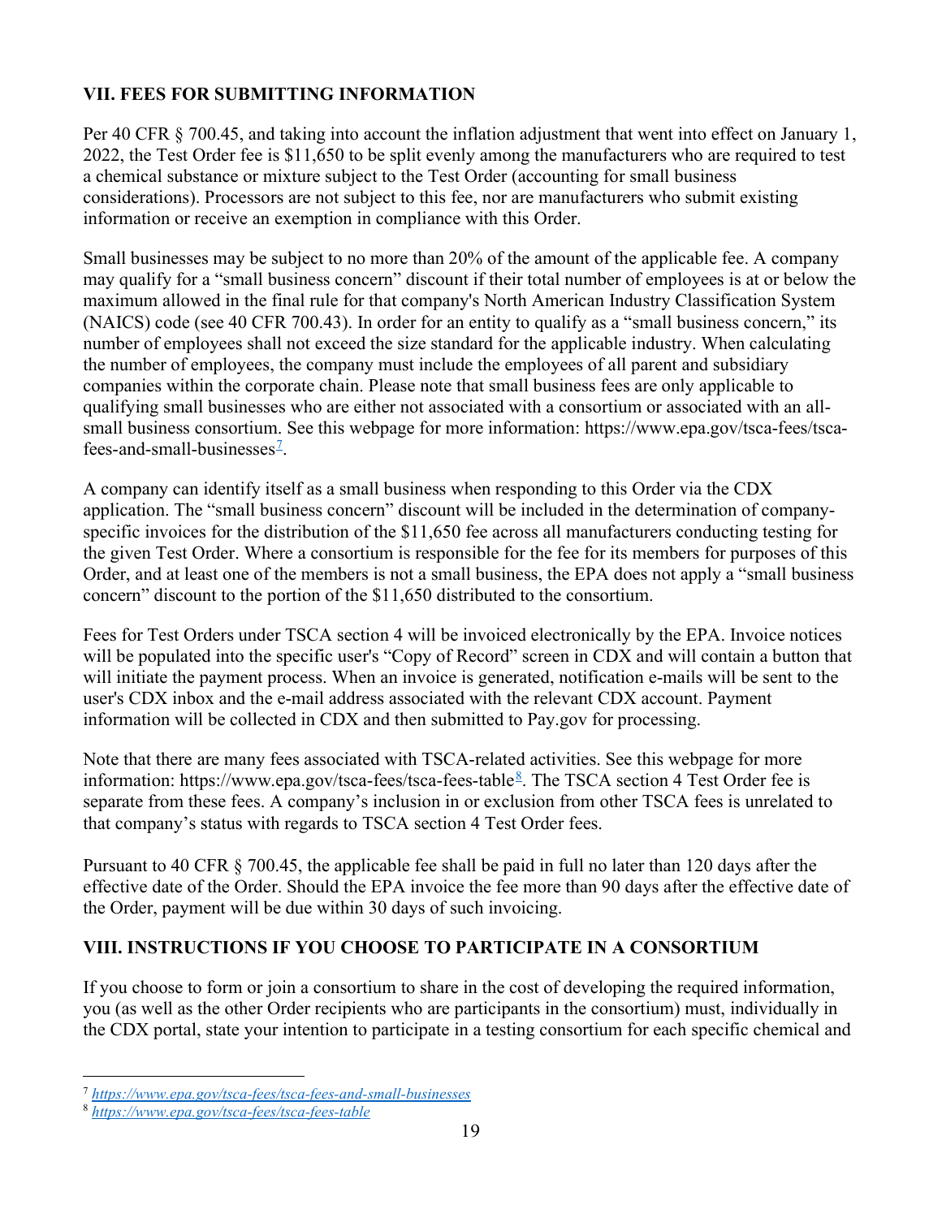## VII. FEES FOR SUBMITTING INFORMATION

Per 40 CFR § 700.45, and taking into account the inflation adjustment that went into effect on January 1, 2022, the Test Order fee is $11,650 to be split evenly among the manufacturers who are required to test a chemical substance or mixture subject to the Test Order (accounting for small business considerations). Processors are not subject to this fee, nor are manufacturers who submit existing information or receive an exemption in compliance with this Order.

Small businesses may be subject to no more than 20% of the amount of the applicable fee. A company may qualify for a "small business concern" discount if their total number of employees is at or below the maximum allowed in the final rule for that company's North American Industry Classification System (NAICS) code (see 40 CFR 700.43). In order for an entity to qualify as a "small business concern," its number of employees shall not exceed the size standard for the applicable industry. When calculating the number of employees, the company must include the employees of all parent and subsidiary companies within the corporate chain. Please note that small business fees are only applicable to qualifying small businesses who are either not associated with a consortium or associated with an all-small business consortium. See this webpage for more information: https://www.epa.gov/tsca-fees/tsca-fees-and-small-businesses[7].

A company can identify itself as a small business when responding to this Order via the CDX application. The "small business concern" discount will be included in the determination of company-specific invoices for the distribution of the $11,650 fee across all manufacturers conducting testing for the given Test Order. Where a consortium is responsible for the fee for its members for purposes of this Order, and at least one of the members is not a small business, the EPA does not apply a "small business concern" discount to the portion of the $11,650 distributed to the consortium.

Fees for Test Orders under TSCA section 4 will be invoiced electronically by the EPA. Invoice notices will be populated into the specific user's "Copy of Record" screen in CDX and will contain a button that will initiate the payment process. When an invoice is generated, notification e-mails will be sent to the user's CDX inbox and the e-mail address associated with the relevant CDX account. Payment information will be collected in CDX and then submitted to Pay.gov for processing.

Note that there are many fees associated with TSCA-related activities. See this webpage for more information: https://www.epa.gov/tsca-fees/tsca-fees-table[8]. The TSCA section 4 Test Order fee is separate from these fees. A company's inclusion in or exclusion from other TSCA fees is unrelated to that company's status with regards to TSCA section 4 Test Order fees.

Pursuant to 40 CFR § 700.45, the applicable fee shall be paid in full no later than 120 days after the effective date of the Order. Should the EPA invoice the fee more than 90 days after the effective date of the Order, payment will be due within 30 days of such invoicing.

## VIII. INSTRUCTIONS IF YOU CHOOSE TO PARTICIPATE IN A CONSORTIUM

If you choose to form or join a consortium to share in the cost of developing the required information, you (as well as the other Order recipients who are participants in the consortium) must, individually in the CDX portal, state your intention to participate in a testing consortium for each specific chemical and

---

[7] *https://www.epa.gov/tsca-fees/tsca-fees-and-small-businesses*

[8] *https://www.epa.gov/tsca-fees/tsca-fees-table*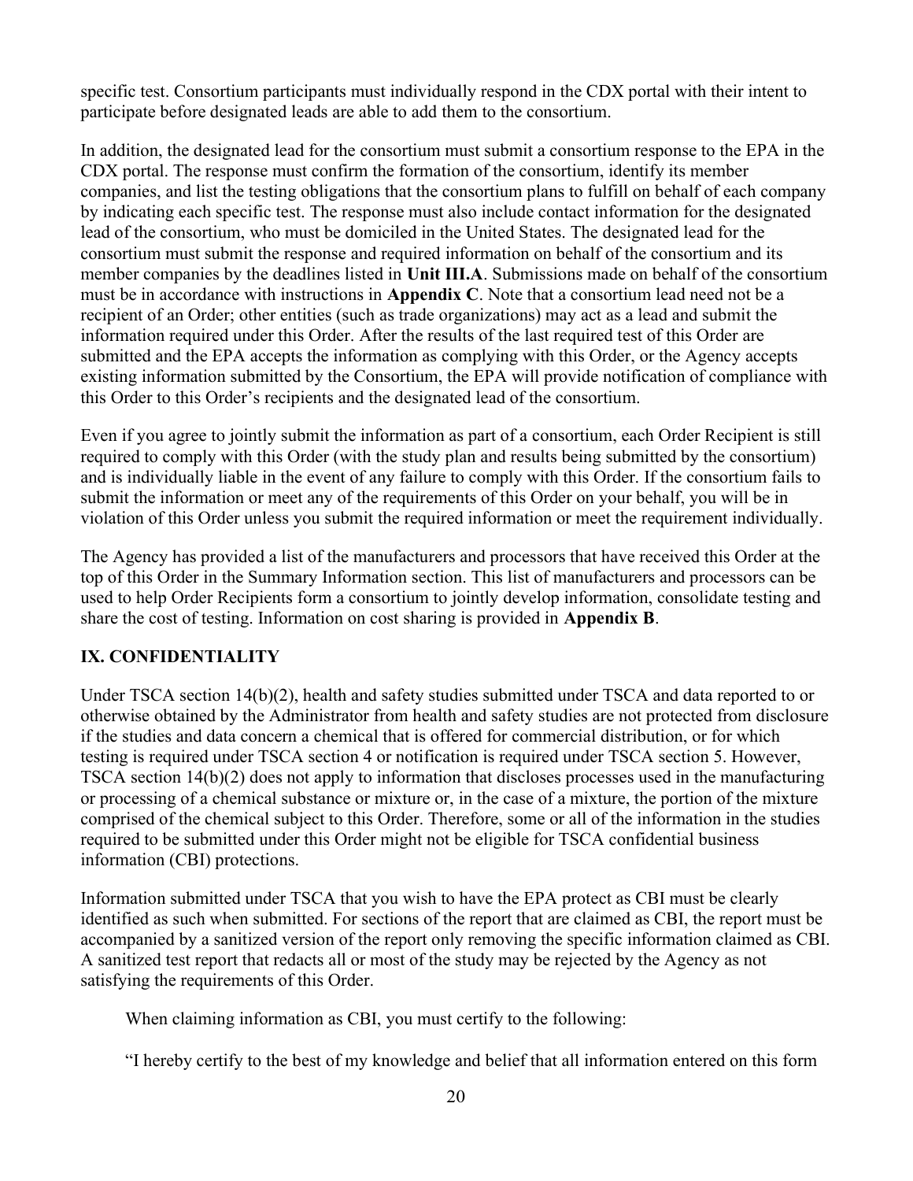specific test. Consortium participants must individually respond in the CDX portal with their intent to participate before designated leads are able to add them to the consortium.

In addition, the designated lead for the consortium must submit a consortium response to the EPA in the CDX portal. The response must confirm the formation of the consortium, identify its member companies, and list the testing obligations that the consortium plans to fulfill on behalf of each company by indicating each specific test. The response must also include contact information for the designated lead of the consortium, who must be domiciled in the United States. The designated lead for the consortium must submit the response and required information on behalf of the consortium and its member companies by the deadlines listed in **Unit III.A**. Submissions made on behalf of the consortium must be in accordance with instructions in **Appendix C**. Note that a consortium lead need not be a recipient of an Order; other entities (such as trade organizations) may act as a lead and submit the information required under this Order. After the results of the last required test of this Order are submitted and the EPA accepts the information as complying with this Order, or the Agency accepts existing information submitted by the Consortium, the EPA will provide notification of compliance with this Order to this Order's recipients and the designated lead of the consortium.

Even if you agree to jointly submit the information as part of a consortium, each Order Recipient is still required to comply with this Order (with the study plan and results being submitted by the consortium) and is individually liable in the event of any failure to comply with this Order. If the consortium fails to submit the information or meet any of the requirements of this Order on your behalf, you will be in violation of this Order unless you submit the required information or meet the requirement individually.

The Agency has provided a list of the manufacturers and processors that have received this Order at the top of this Order in the Summary Information section. This list of manufacturers and processors can be used to help Order Recipients form a consortium to jointly develop information, consolidate testing and share the cost of testing. Information on cost sharing is provided in **Appendix B**.

## IX. CONFIDENTIALITY

Under TSCA section 14(b)(2), health and safety studies submitted under TSCA and data reported to or otherwise obtained by the Administrator from health and safety studies are not protected from disclosure if the studies and data concern a chemical that is offered for commercial distribution, or for which testing is required under TSCA section 4 or notification is required under TSCA section 5. However, TSCA section 14(b)(2) does not apply to information that discloses processes used in the manufacturing or processing of a chemical substance or mixture or, in the case of a mixture, the portion of the mixture comprised of the chemical subject to this Order. Therefore, some or all of the information in the studies required to be submitted under this Order might not be eligible for TSCA confidential business information (CBI) protections.

Information submitted under TSCA that you wish to have the EPA protect as CBI must be clearly identified as such when submitted. For sections of the report that are claimed as CBI, the report must be accompanied by a sanitized version of the report only removing the specific information claimed as CBI. A sanitized test report that redacts all or most of the study may be rejected by the Agency as not satisfying the requirements of this Order.

When claiming information as CBI, you must certify to the following:

"I hereby certify to the best of my knowledge and belief that all information entered on this form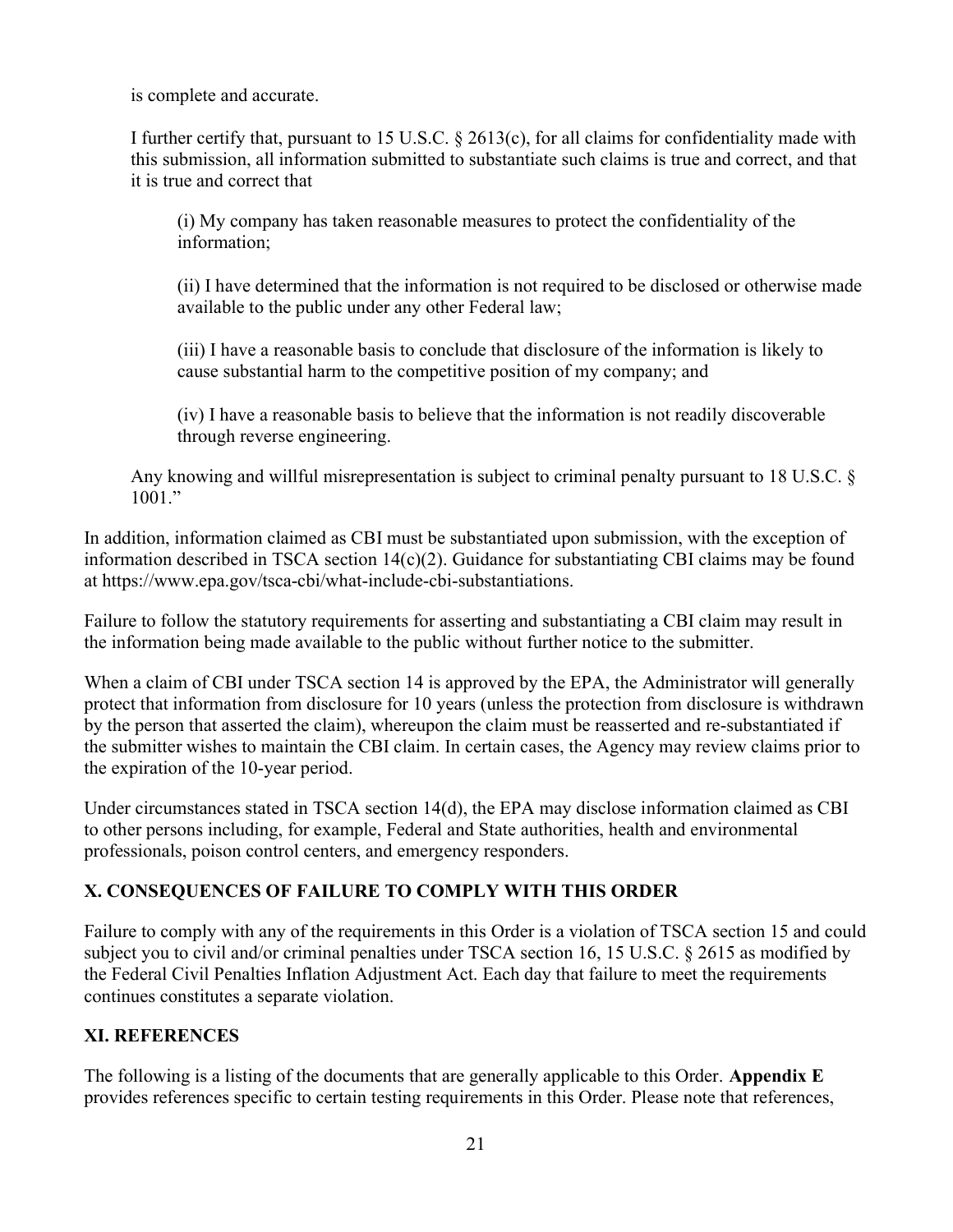is complete and accurate.

I further certify that, pursuant to 15 U.S.C. § 2613(c), for all claims for confidentiality made with this submission, all information submitted to substantiate such claims is true and correct, and that it is true and correct that

> (i) My company has taken reasonable measures to protect the confidentiality of the information;
>
> (ii) I have determined that the information is not required to be disclosed or otherwise made available to the public under any other Federal law;
>
> (iii) I have a reasonable basis to conclude that disclosure of the information is likely to cause substantial harm to the competitive position of my company; and
>
> (iv) I have a reasonable basis to believe that the information is not readily discoverable through reverse engineering.

Any knowing and willful misrepresentation is subject to criminal penalty pursuant to 18 U.S.C. § 1001."

In addition, information claimed as CBI must be substantiated upon submission, with the exception of information described in TSCA section 14(c)(2). Guidance for substantiating CBI claims may be found at https://www.epa.gov/tsca-cbi/what-include-cbi-substantiations.

Failure to follow the statutory requirements for asserting and substantiating a CBI claim may result in the information being made available to the public without further notice to the submitter.

When a claim of CBI under TSCA section 14 is approved by the EPA, the Administrator will generally protect that information from disclosure for 10 years (unless the protection from disclosure is withdrawn by the person that asserted the claim), whereupon the claim must be reasserted and re-substantiated if the submitter wishes to maintain the CBI claim. In certain cases, the Agency may review claims prior to the expiration of the 10-year period.

Under circumstances stated in TSCA section 14(d), the EPA may disclose information claimed as CBI to other persons including, for example, Federal and State authorities, health and environmental professionals, poison control centers, and emergency responders.

## X. CONSEQUENCES OF FAILURE TO COMPLY WITH THIS ORDER

Failure to comply with any of the requirements in this Order is a violation of TSCA section 15 and could subject you to civil and/or criminal penalties under TSCA section 16, 15 U.S.C. § 2615 as modified by the Federal Civil Penalties Inflation Adjustment Act. Each day that failure to meet the requirements continues constitutes a separate violation.

## XI. REFERENCES

The following is a listing of the documents that are generally applicable to this Order. **Appendix E** provides references specific to certain testing requirements in this Order. Please note that references,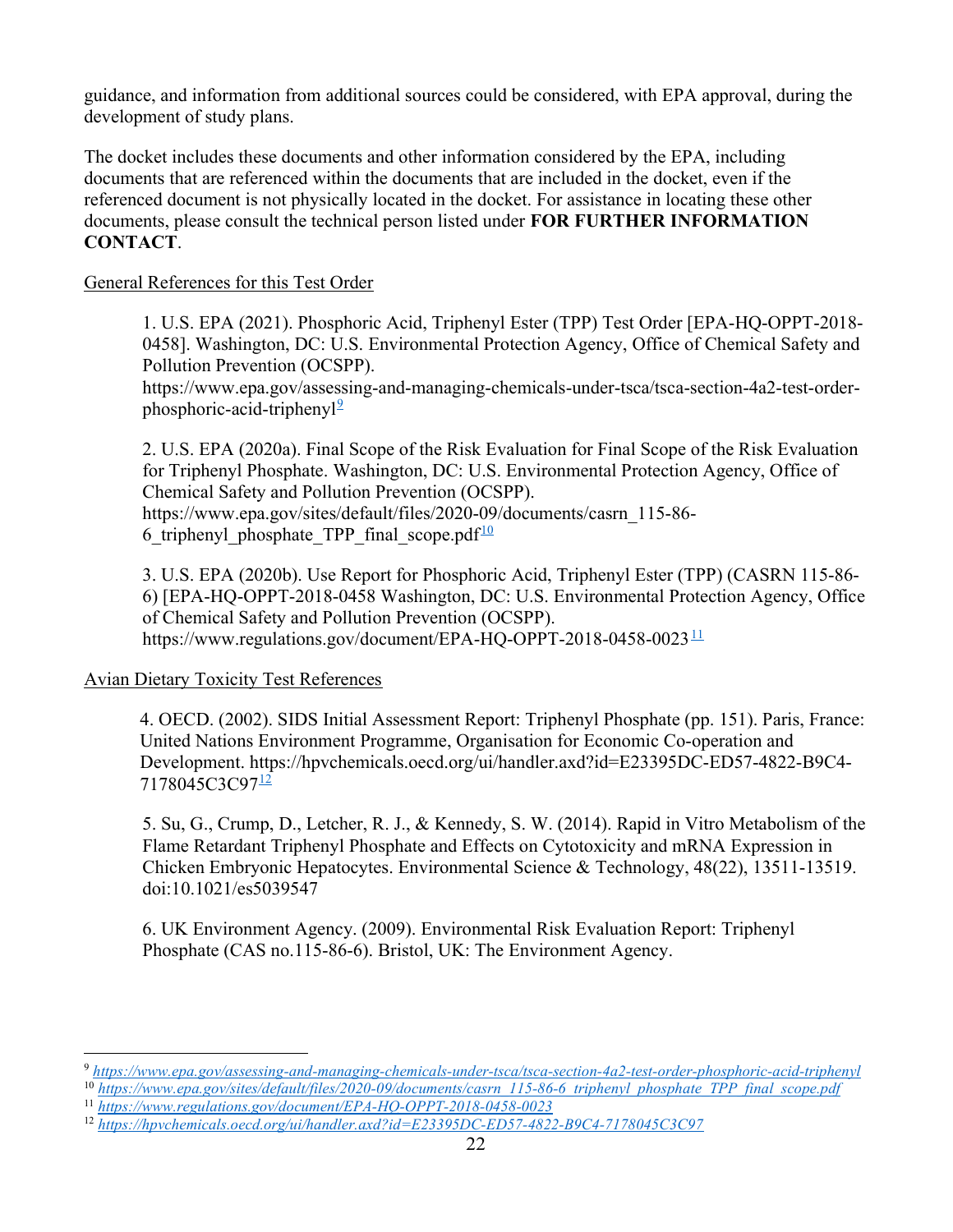guidance, and information from additional sources could be considered, with EPA approval, during the development of study plans.

The docket includes these documents and other information considered by the EPA, including documents that are referenced within the documents that are included in the docket, even if the referenced document is not physically located in the docket. For assistance in locating these other documents, please consult the technical person listed under **FOR FURTHER INFORMATION CONTACT**.

General References for this Test Order

1. U.S. EPA (2021). Phosphoric Acid, Triphenyl Ester (TPP) Test Order [EPA-HQ-OPPT-2018-0458]. Washington, DC: U.S. Environmental Protection Agency, Office of Chemical Safety and Pollution Prevention (OCSPP). https://www.epa.gov/assessing-and-managing-chemicals-under-tsca/tsca-section-4a2-test-order-phosphoric-acid-triphenyl[9]

2. U.S. EPA (2020a). Final Scope of the Risk Evaluation for Final Scope of the Risk Evaluation for Triphenyl Phosphate. Washington, DC: U.S. Environmental Protection Agency, Office of Chemical Safety and Pollution Prevention (OCSPP). https://www.epa.gov/sites/default/files/2020-09/documents/casrn_115-86-6_triphenyl_phosphate_TPP_final_scope.pdf[10]

3. U.S. EPA (2020b). Use Report for Phosphoric Acid, Triphenyl Ester (TPP) (CASRN 115-86-6) [EPA-HQ-OPPT-2018-0458 Washington, DC: U.S. Environmental Protection Agency, Office of Chemical Safety and Pollution Prevention (OCSPP). https://www.regulations.gov/document/EPA-HQ-OPPT-2018-0458-0023[11]

Avian Dietary Toxicity Test References

4. OECD. (2002). SIDS Initial Assessment Report: Triphenyl Phosphate (pp. 151). Paris, France: United Nations Environment Programme, Organisation for Economic Co-operation and Development. https://hpvchemicals.oecd.org/ui/handler.axd?id=E23395DC-ED57-4822-B9C4-7178045C3C97[12]

5. Su, G., Crump, D., Letcher, R. J., & Kennedy, S. W. (2014). Rapid in Vitro Metabolism of the Flame Retardant Triphenyl Phosphate and Effects on Cytotoxicity and mRNA Expression in Chicken Embryonic Hepatocytes. Environmental Science & Technology, 48(22), 13511-13519. doi:10.1021/es5039547

6. UK Environment Agency. (2009). Environmental Risk Evaluation Report: Triphenyl Phosphate (CAS no.115-86-6). Bristol, UK: The Environment Agency.

---

[9] *https://www.epa.gov/assessing-and-managing-chemicals-under-tsca/tsca-section-4a2-test-order-phosphoric-acid-triphenyl*

[10] *https://www.epa.gov/sites/default/files/2020-09/documents/casrn_115-86-6_triphenyl_phosphate_TPP_final_scope.pdf*

[11] *https://www.regulations.gov/document/EPA-HQ-OPPT-2018-0458-0023*

[12] *https://hpvchemicals.oecd.org/ui/handler.axd?id=E23395DC-ED57-4822-B9C4-7178045C3C97*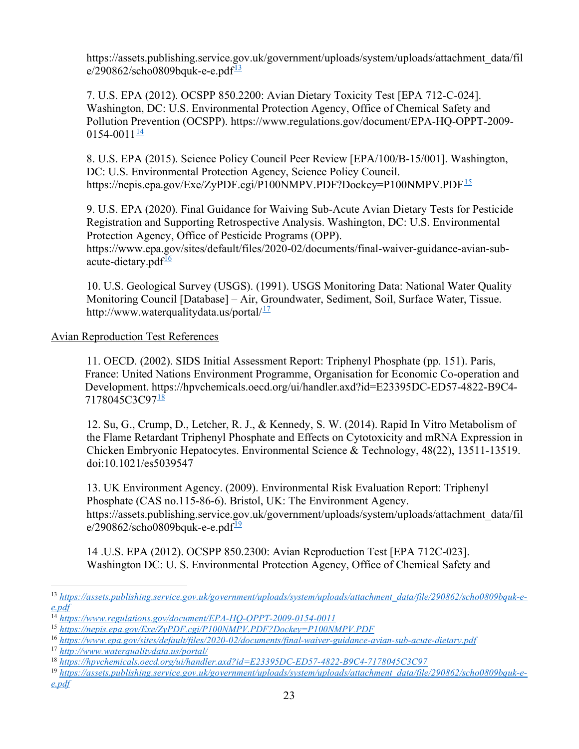https://assets.publishing.service.gov.uk/government/uploads/system/uploads/attachment_data/file/290862/scho0809bquk-e-e.pdf[13]

7. U.S. EPA (2012). OCSPP 850.2200: Avian Dietary Toxicity Test [EPA 712-C-024]. Washington, DC: U.S. Environmental Protection Agency, Office of Chemical Safety and Pollution Prevention (OCSPP). https://www.regulations.gov/document/EPA-HQ-OPPT-2009-0154-0011[14]

8. U.S. EPA (2015). Science Policy Council Peer Review [EPA/100/B-15/001]. Washington, DC: U.S. Environmental Protection Agency, Science Policy Council. https://nepis.epa.gov/Exe/ZyPDF.cgi/P100NMPV.PDF?Dockey=P100NMPV.PDF[15]

9. U.S. EPA (2020). Final Guidance for Waiving Sub-Acute Avian Dietary Tests for Pesticide Registration and Supporting Retrospective Analysis. Washington, DC: U.S. Environmental Protection Agency, Office of Pesticide Programs (OPP). https://www.epa.gov/sites/default/files/2020-02/documents/final-waiver-guidance-avian-sub-acute-dietary.pdf[16]

10. U.S. Geological Survey (USGS). (1991). USGS Monitoring Data: National Water Quality Monitoring Council [Database] – Air, Groundwater, Sediment, Soil, Surface Water, Tissue. http://www.waterqualitydata.us/portal/[17]

Avian Reproduction Test References

11. OECD. (2002). SIDS Initial Assessment Report: Triphenyl Phosphate (pp. 151). Paris, France: United Nations Environment Programme, Organisation for Economic Co-operation and Development. https://hpvchemicals.oecd.org/ui/handler.axd?id=E23395DC-ED57-4822-B9C4-7178045C3C97[18]

12. Su, G., Crump, D., Letcher, R. J., & Kennedy, S. W. (2014). Rapid In Vitro Metabolism of the Flame Retardant Triphenyl Phosphate and Effects on Cytotoxicity and mRNA Expression in Chicken Embryonic Hepatocytes. Environmental Science & Technology, 48(22), 13511-13519. doi:10.1021/es5039547

13. UK Environment Agency. (2009). Environmental Risk Evaluation Report: Triphenyl Phosphate (CAS no.115-86-6). Bristol, UK: The Environment Agency. https://assets.publishing.service.gov.uk/government/uploads/system/uploads/attachment_data/file/290862/scho0809bquk-e-e.pdf[19]

14 .U.S. EPA (2012). OCSPP 850.2300: Avian Reproduction Test [EPA 712C-023]. Washington DC: U. S. Environmental Protection Agency, Office of Chemical Safety and

---

[13] https://assets.publishing.service.gov.uk/government/uploads/system/uploads/attachment_data/file/290862/scho0809bquk-e-e.pdf

[14] https://www.regulations.gov/document/EPA-HQ-OPPT-2009-0154-0011

[15] https://nepis.epa.gov/Exe/ZyPDF.cgi/P100NMPV.PDF?Dockey=P100NMPV.PDF

[16] https://www.epa.gov/sites/default/files/2020-02/documents/final-waiver-guidance-avian-sub-acute-dietary.pdf

[17] http://www.waterqualitydata.us/portal/

[18] https://hpvchemicals.oecd.org/ui/handler.axd?id=E23395DC-ED57-4822-B9C4-7178045C3C97

[19] https://assets.publishing.service.gov.uk/government/uploads/system/uploads/attachment_data/file/290862/scho0809bquk-e-e.pdf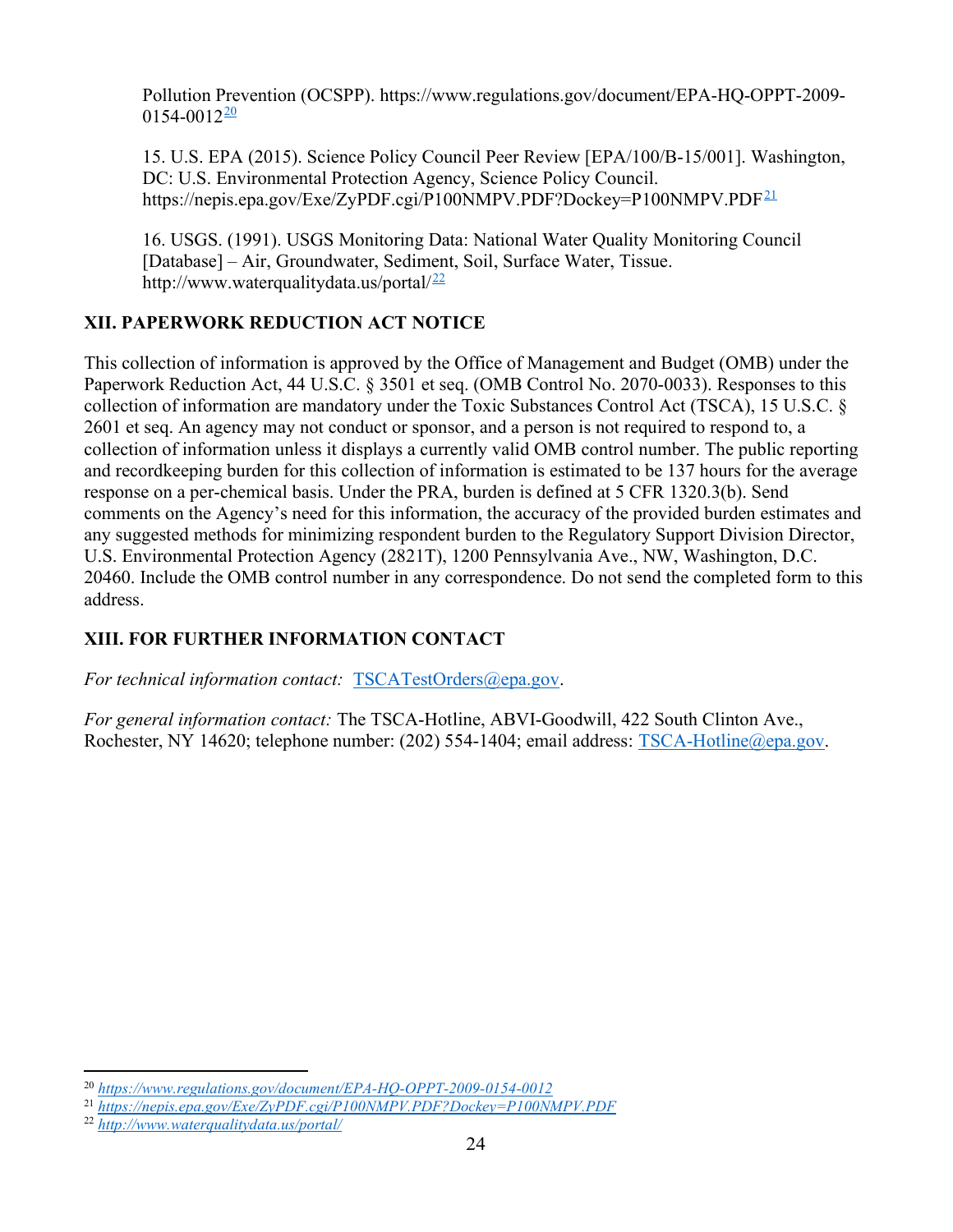Pollution Prevention (OCSPP). https://www.regulations.gov/document/EPA-HQ-OPPT-2009-0154-0012[20]

15. U.S. EPA (2015). Science Policy Council Peer Review [EPA/100/B-15/001]. Washington, DC: U.S. Environmental Protection Agency, Science Policy Council. https://nepis.epa.gov/Exe/ZyPDF.cgi/P100NMPV.PDF?Dockey=P100NMPV.PDF[21]

16. USGS. (1991). USGS Monitoring Data: National Water Quality Monitoring Council [Database] – Air, Groundwater, Sediment, Soil, Surface Water, Tissue. http://www.waterqualitydata.us/portal/[22]

## XII. PAPERWORK REDUCTION ACT NOTICE

This collection of information is approved by the Office of Management and Budget (OMB) under the Paperwork Reduction Act, 44 U.S.C. § 3501 et seq. (OMB Control No. 2070-0033). Responses to this collection of information are mandatory under the Toxic Substances Control Act (TSCA), 15 U.S.C. § 2601 et seq. An agency may not conduct or sponsor, and a person is not required to respond to, a collection of information unless it displays a currently valid OMB control number. The public reporting and recordkeeping burden for this collection of information is estimated to be 137 hours for the average response on a per-chemical basis. Under the PRA, burden is defined at 5 CFR 1320.3(b). Send comments on the Agency's need for this information, the accuracy of the provided burden estimates and any suggested methods for minimizing respondent burden to the Regulatory Support Division Director, U.S. Environmental Protection Agency (2821T), 1200 Pennsylvania Ave., NW, Washington, D.C. 20460. Include the OMB control number in any correspondence. Do not send the completed form to this address.

## XIII. FOR FURTHER INFORMATION CONTACT

*For technical information contact:* TSCATestOrders@epa.gov.

*For general information contact:* The TSCA-Hotline, ABVI-Goodwill, 422 South Clinton Ave., Rochester, NY 14620; telephone number: (202) 554-1404; email address: TSCA-Hotline@epa.gov.

---

[20] *https://www.regulations.gov/document/EPA-HQ-OPPT-2009-0154-0012*

[21] *https://nepis.epa.gov/Exe/ZyPDF.cgi/P100NMPV.PDF?Dockey=P100NMPV.PDF*

[22] *http://www.waterqualitydata.us/portal/*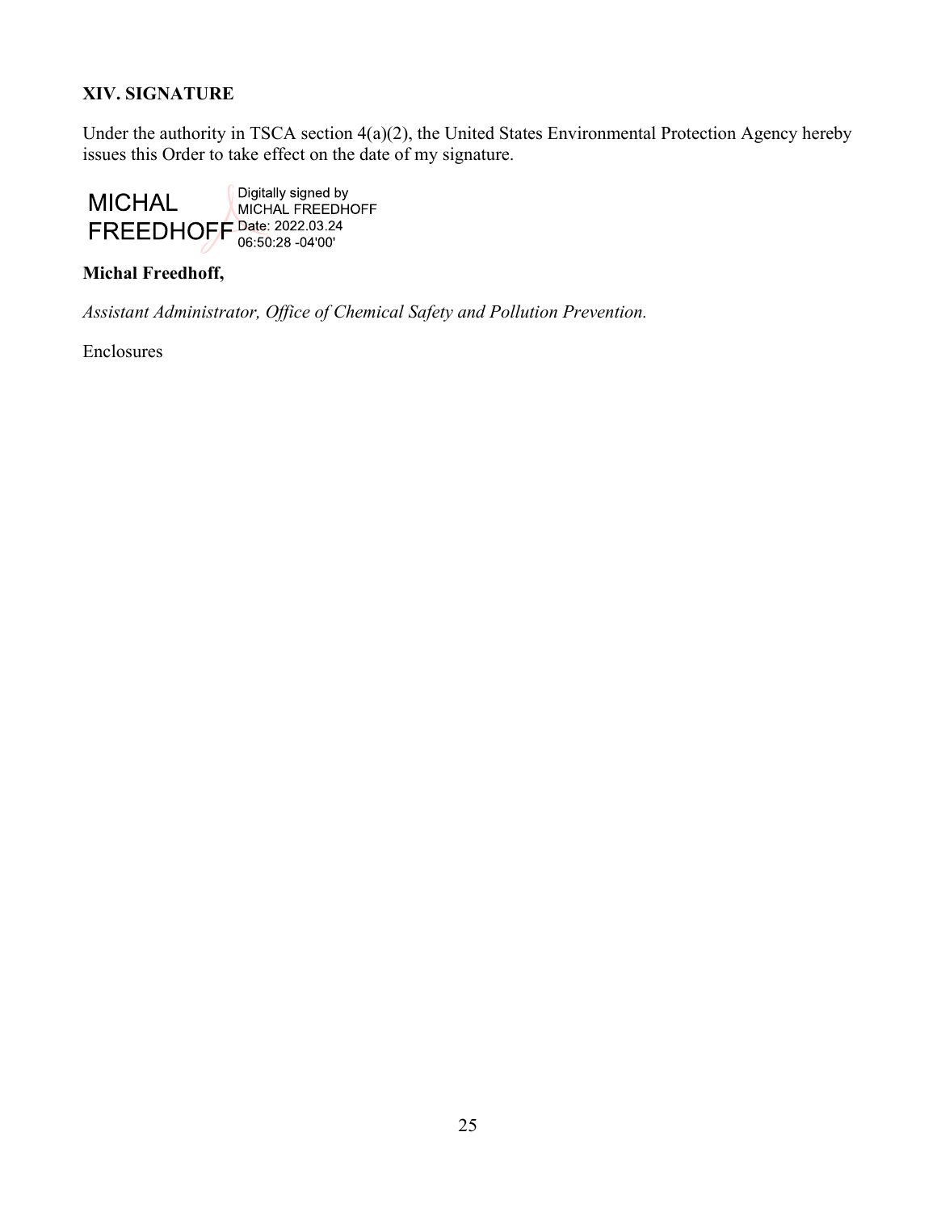## XIV. SIGNATURE

Under the authority in TSCA section 4(a)(2), the United States Environmental Protection Agency hereby issues this Order to take effect on the date of my signature.

MICHAL FREEDHOFF Digitally signed by MICHAL FREEDHOFF Date: 2022.03.24 06:50:28 -04'00'

**Michal Freedhoff,**

*Assistant Administrator, Office of Chemical Safety and Pollution Prevention.*

Enclosures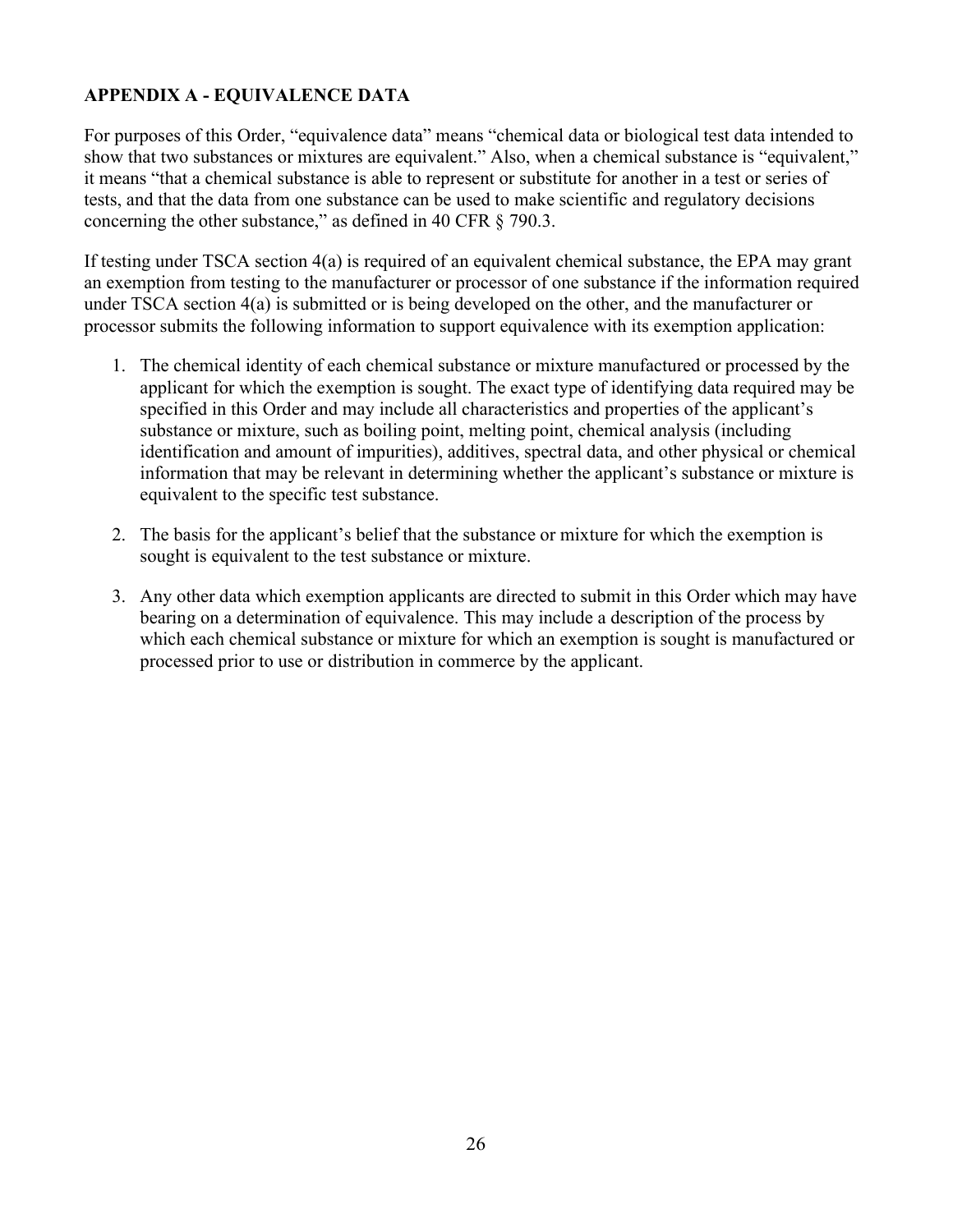## APPENDIX A - EQUIVALENCE DATA

For purposes of this Order, "equivalence data" means "chemical data or biological test data intended to show that two substances or mixtures are equivalent." Also, when a chemical substance is "equivalent," it means "that a chemical substance is able to represent or substitute for another in a test or series of tests, and that the data from one substance can be used to make scientific and regulatory decisions concerning the other substance," as defined in 40 CFR § 790.3.

If testing under TSCA section 4(a) is required of an equivalent chemical substance, the EPA may grant an exemption from testing to the manufacturer or processor of one substance if the information required under TSCA section 4(a) is submitted or is being developed on the other, and the manufacturer or processor submits the following information to support equivalence with its exemption application:

1. The chemical identity of each chemical substance or mixture manufactured or processed by the applicant for which the exemption is sought. The exact type of identifying data required may be specified in this Order and may include all characteristics and properties of the applicant's substance or mixture, such as boiling point, melting point, chemical analysis (including identification and amount of impurities), additives, spectral data, and other physical or chemical information that may be relevant in determining whether the applicant's substance or mixture is equivalent to the specific test substance.

2. The basis for the applicant's belief that the substance or mixture for which the exemption is sought is equivalent to the test substance or mixture.

3. Any other data which exemption applicants are directed to submit in this Order which may have bearing on a determination of equivalence. This may include a description of the process by which each chemical substance or mixture for which an exemption is sought is manufactured or processed prior to use or distribution in commerce by the applicant.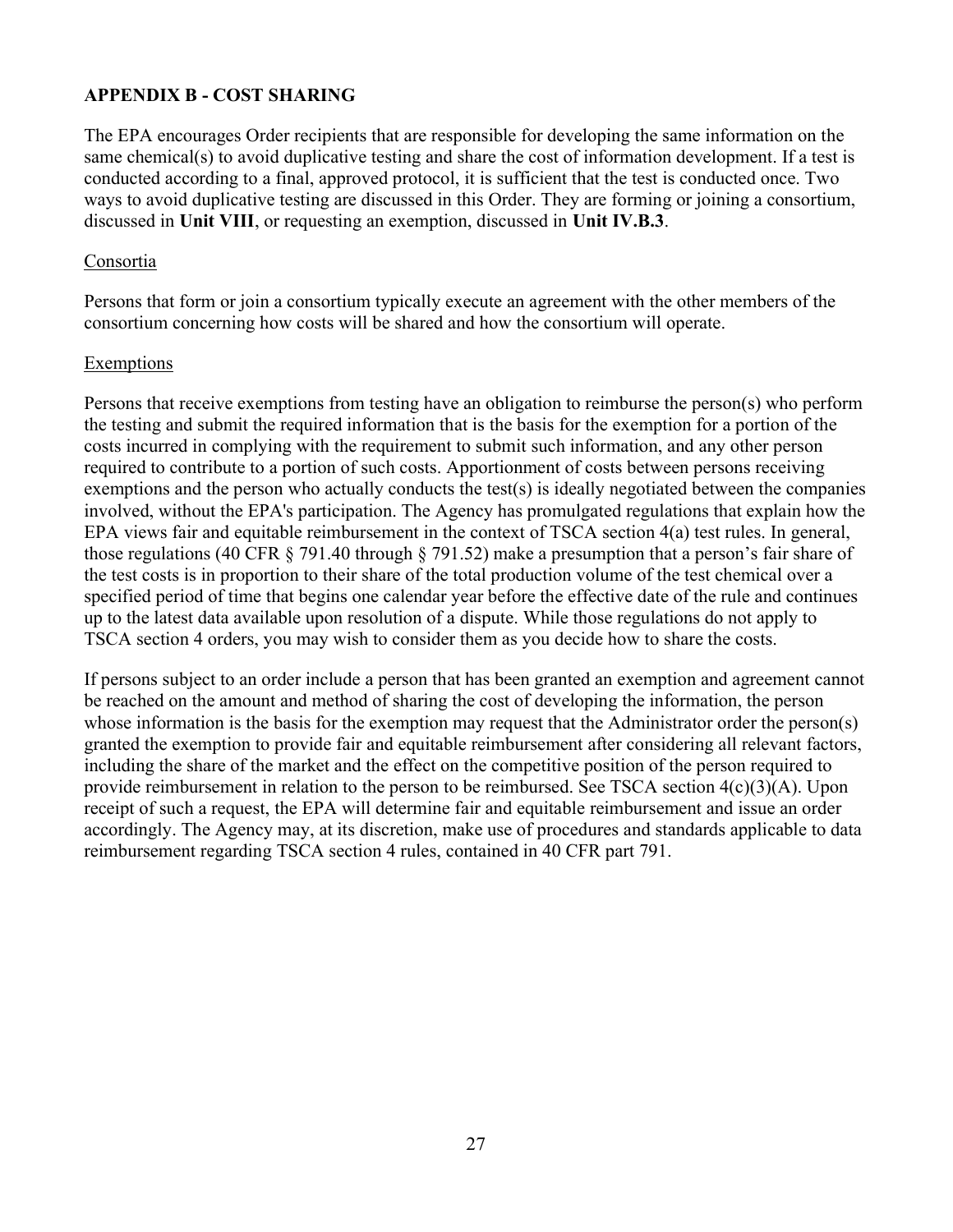## APPENDIX B - COST SHARING

The EPA encourages Order recipients that are responsible for developing the same information on the same chemical(s) to avoid duplicative testing and share the cost of information development. If a test is conducted according to a final, approved protocol, it is sufficient that the test is conducted once. Two ways to avoid duplicative testing are discussed in this Order. They are forming or joining a consortium, discussed in **Unit VIII**, or requesting an exemption, discussed in **Unit IV.B.3**.

### Consortia

Persons that form or join a consortium typically execute an agreement with the other members of the consortium concerning how costs will be shared and how the consortium will operate.

### Exemptions

Persons that receive exemptions from testing have an obligation to reimburse the person(s) who perform the testing and submit the required information that is the basis for the exemption for a portion of the costs incurred in complying with the requirement to submit such information, and any other person required to contribute to a portion of such costs. Apportionment of costs between persons receiving exemptions and the person who actually conducts the test(s) is ideally negotiated between the companies involved, without the EPA's participation. The Agency has promulgated regulations that explain how the EPA views fair and equitable reimbursement in the context of TSCA section 4(a) test rules. In general, those regulations (40 CFR § 791.40 through § 791.52) make a presumption that a person's fair share of the test costs is in proportion to their share of the total production volume of the test chemical over a specified period of time that begins one calendar year before the effective date of the rule and continues up to the latest data available upon resolution of a dispute. While those regulations do not apply to TSCA section 4 orders, you may wish to consider them as you decide how to share the costs.

If persons subject to an order include a person that has been granted an exemption and agreement cannot be reached on the amount and method of sharing the cost of developing the information, the person whose information is the basis for the exemption may request that the Administrator order the person(s) granted the exemption to provide fair and equitable reimbursement after considering all relevant factors, including the share of the market and the effect on the competitive position of the person required to provide reimbursement in relation to the person to be reimbursed. See TSCA section 4(c)(3)(A). Upon receipt of such a request, the EPA will determine fair and equitable reimbursement and issue an order accordingly. The Agency may, at its discretion, make use of procedures and standards applicable to data reimbursement regarding TSCA section 4 rules, contained in 40 CFR part 791.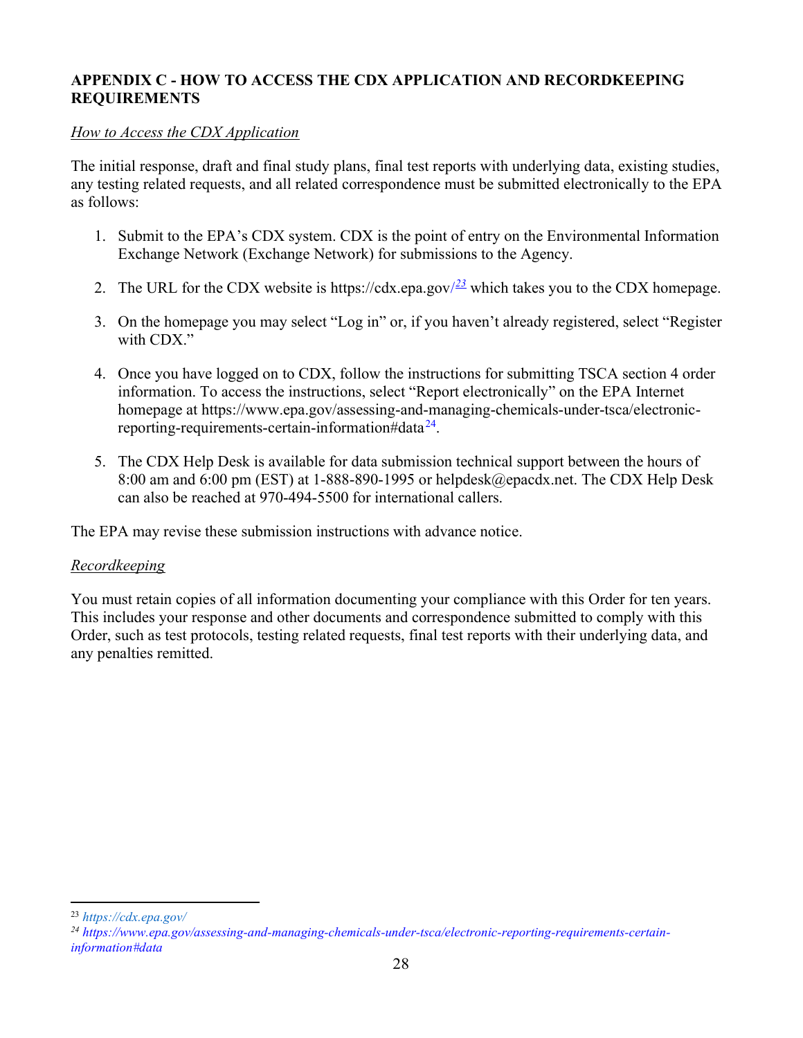## APPENDIX C - HOW TO ACCESS THE CDX APPLICATION AND RECORDKEEPING REQUIREMENTS

*How to Access the CDX Application*

The initial response, draft and final study plans, final test reports with underlying data, existing studies, any testing related requests, and all related correspondence must be submitted electronically to the EPA as follows:

1. Submit to the EPA's CDX system. CDX is the point of entry on the Environmental Information Exchange Network (Exchange Network) for submissions to the Agency.

2. The URL for the CDX website is https://cdx.epa.gov/[23] which takes you to the CDX homepage.

3. On the homepage you may select "Log in" or, if you haven't already registered, select "Register with CDX."

4. Once you have logged on to CDX, follow the instructions for submitting TSCA section 4 order information. To access the instructions, select "Report electronically" on the EPA Internet homepage at https://www.epa.gov/assessing-and-managing-chemicals-under-tsca/electronic-reporting-requirements-certain-information#data[24].

5. The CDX Help Desk is available for data submission technical support between the hours of 8:00 am and 6:00 pm (EST) at 1-888-890-1995 or helpdesk@epacdx.net. The CDX Help Desk can also be reached at 970-494-5500 for international callers.

The EPA may revise these submission instructions with advance notice.

*Recordkeeping*

You must retain copies of all information documenting your compliance with this Order for ten years. This includes your response and other documents and correspondence submitted to comply with this Order, such as test protocols, testing related requests, final test reports with their underlying data, and any penalties remitted.

---

[23] *https://cdx.epa.gov/*

[24] *https://www.epa.gov/assessing-and-managing-chemicals-under-tsca/electronic-reporting-requirements-certain-information#data*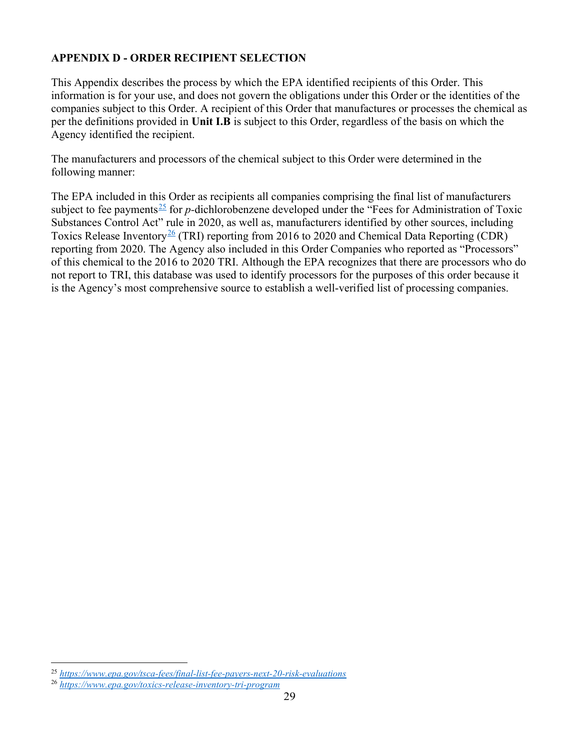## APPENDIX D - ORDER RECIPIENT SELECTION

This Appendix describes the process by which the EPA identified recipients of this Order. This information is for your use, and does not govern the obligations under this Order or the identities of the companies subject to this Order. A recipient of this Order that manufactures or processes the chemical as per the definitions provided in **Unit I.B** is subject to this Order, regardless of the basis on which the Agency identified the recipient.

The manufacturers and processors of the chemical subject to this Order were determined in the following manner:

The EPA included in this Order as recipients all companies comprising the final list of manufacturers subject to fee payments[25] for *p*-dichlorobenzene developed under the "Fees for Administration of Toxic Substances Control Act" rule in 2020, as well as, manufacturers identified by other sources, including Toxics Release Inventory[26] (TRI) reporting from 2016 to 2020 and Chemical Data Reporting (CDR) reporting from 2020. The Agency also included in this Order Companies who reported as "Processors" of this chemical to the 2016 to 2020 TRI. Although the EPA recognizes that there are processors who do not report to TRI, this database was used to identify processors for the purposes of this order because it is the Agency's most comprehensive source to establish a well-verified list of processing companies.

---

[25] *https://www.epa.gov/tsca-fees/final-list-fee-payers-next-20-risk-evaluations*

[26] *https://www.epa.gov/toxics-release-inventory-tri-program*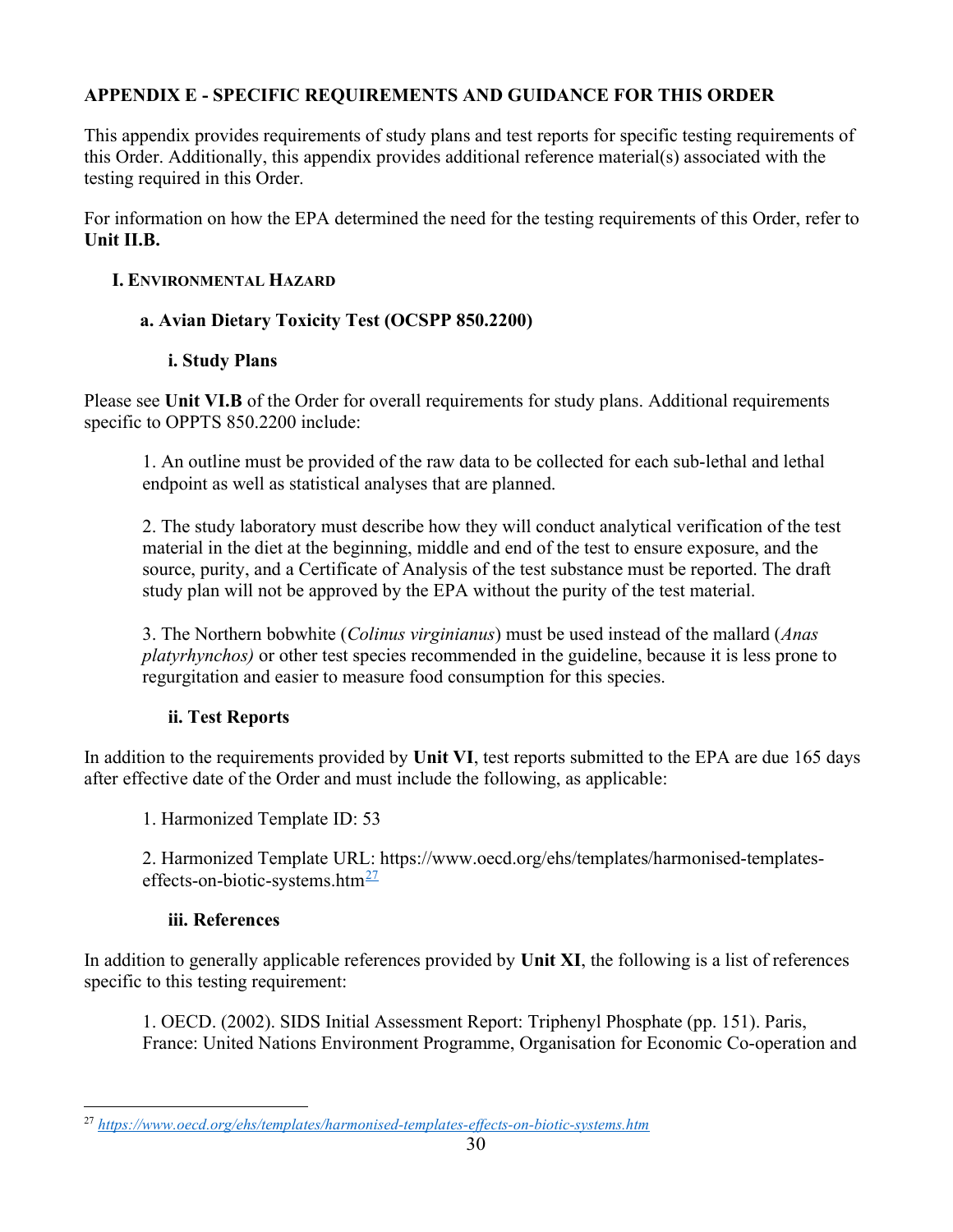## APPENDIX E - SPECIFIC REQUIREMENTS AND GUIDANCE FOR THIS ORDER

This appendix provides requirements of study plans and test reports for specific testing requirements of this Order. Additionally, this appendix provides additional reference material(s) associated with the testing required in this Order.

For information on how the EPA determined the need for the testing requirements of this Order, refer to **Unit II.B.**

### I. Environmental Hazard

#### a. Avian Dietary Toxicity Test (OCSPP 850.2200)

##### i. Study Plans

Please see **Unit VI.B** of the Order for overall requirements for study plans. Additional requirements specific to OPPTS 850.2200 include:

1. An outline must be provided of the raw data to be collected for each sub-lethal and lethal endpoint as well as statistical analyses that are planned.

2. The study laboratory must describe how they will conduct analytical verification of the test material in the diet at the beginning, middle and end of the test to ensure exposure, and the source, purity, and a Certificate of Analysis of the test substance must be reported. The draft study plan will not be approved by the EPA without the purity of the test material.

3. The Northern bobwhite (*Colinus virginianus*) must be used instead of the mallard (*Anas platyrhynchos)* or other test species recommended in the guideline, because it is less prone to regurgitation and easier to measure food consumption for this species.

##### ii. Test Reports

In addition to the requirements provided by **Unit VI**, test reports submitted to the EPA are due 165 days after effective date of the Order and must include the following, as applicable:

1. Harmonized Template ID: 53

2. Harmonized Template URL: https://www.oecd.org/ehs/templates/harmonised-templates-effects-on-biotic-systems.htm[27]

##### iii. References

In addition to generally applicable references provided by **Unit XI**, the following is a list of references specific to this testing requirement:

1. OECD. (2002). SIDS Initial Assessment Report: Triphenyl Phosphate (pp. 151). Paris, France: United Nations Environment Programme, Organisation for Economic Co-operation and

[27] https://www.oecd.org/ehs/templates/harmonised-templates-effects-on-biotic-systems.htm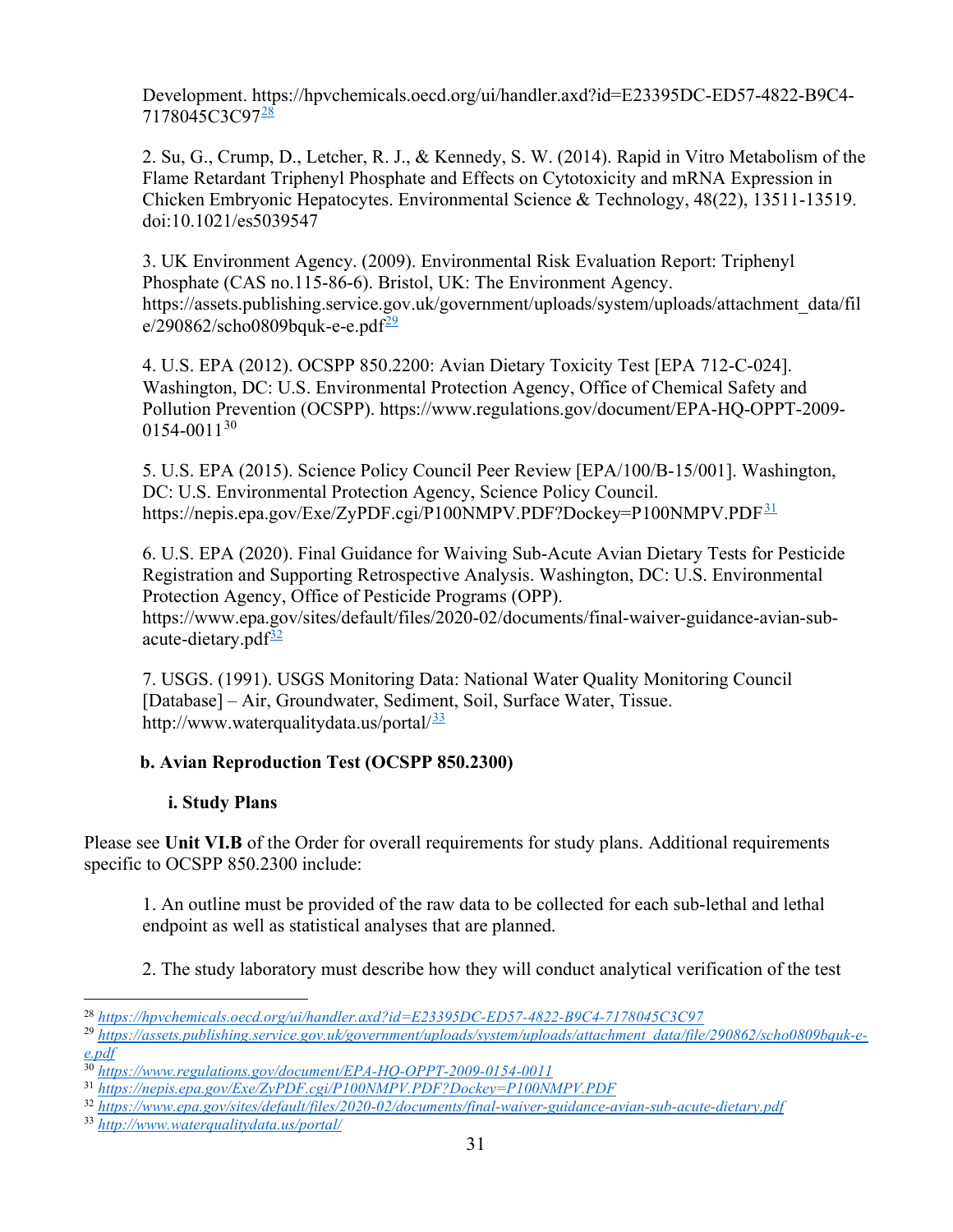Development. https://hpvchemicals.oecd.org/ui/handler.axd?id=E23395DC-ED57-4822-B9C4-7178045C3C97[28]

2. Su, G., Crump, D., Letcher, R. J., & Kennedy, S. W. (2014). Rapid in Vitro Metabolism of the Flame Retardant Triphenyl Phosphate and Effects on Cytotoxicity and mRNA Expression in Chicken Embryonic Hepatocytes. Environmental Science & Technology, 48(22), 13511-13519. doi:10.1021/es5039547

3. UK Environment Agency. (2009). Environmental Risk Evaluation Report: Triphenyl Phosphate (CAS no.115-86-6). Bristol, UK: The Environment Agency. https://assets.publishing.service.gov.uk/government/uploads/system/uploads/attachment_data/file/290862/scho0809bquk-e-e.pdf[29]

4. U.S. EPA (2012). OCSPP 850.2200: Avian Dietary Toxicity Test [EPA 712-C-024]. Washington, DC: U.S. Environmental Protection Agency, Office of Chemical Safety and Pollution Prevention (OCSPP). https://www.regulations.gov/document/EPA-HQ-OPPT-2009-0154-0011[30]

5. U.S. EPA (2015). Science Policy Council Peer Review [EPA/100/B-15/001]. Washington, DC: U.S. Environmental Protection Agency, Science Policy Council. https://nepis.epa.gov/Exe/ZyPDF.cgi/P100NMPV.PDF?Dockey=P100NMPV.PDF[31]

6. U.S. EPA (2020). Final Guidance for Waiving Sub-Acute Avian Dietary Tests for Pesticide Registration and Supporting Retrospective Analysis. Washington, DC: U.S. Environmental Protection Agency, Office of Pesticide Programs (OPP). https://www.epa.gov/sites/default/files/2020-02/documents/final-waiver-guidance-avian-sub-acute-dietary.pdf[32]

7. USGS. (1991). USGS Monitoring Data: National Water Quality Monitoring Council [Database] – Air, Groundwater, Sediment, Soil, Surface Water, Tissue. http://www.waterqualitydata.us/portal/[33]

### b. Avian Reproduction Test (OCSPP 850.2300)

#### i. Study Plans

Please see **Unit VI.B** of the Order for overall requirements for study plans. Additional requirements specific to OCSPP 850.2300 include:

1. An outline must be provided of the raw data to be collected for each sub-lethal and lethal endpoint as well as statistical analyses that are planned.

2. The study laboratory must describe how they will conduct analytical verification of the test

---

[28] https://hpvchemicals.oecd.org/ui/handler.axd?id=E23395DC-ED57-4822-B9C4-7178045C3C97

[29] https://assets.publishing.service.gov.uk/government/uploads/system/uploads/attachment_data/file/290862/scho0809bquk-e-e.pdf

[30] https://www.regulations.gov/document/EPA-HQ-OPPT-2009-0154-0011

[31] https://nepis.epa.gov/Exe/ZyPDF.cgi/P100NMPV.PDF?Dockey=P100NMPV.PDF

[32] https://www.epa.gov/sites/default/files/2020-02/documents/final-waiver-guidance-avian-sub-acute-dietary.pdf

[33] http://www.waterqualitydata.us/portal/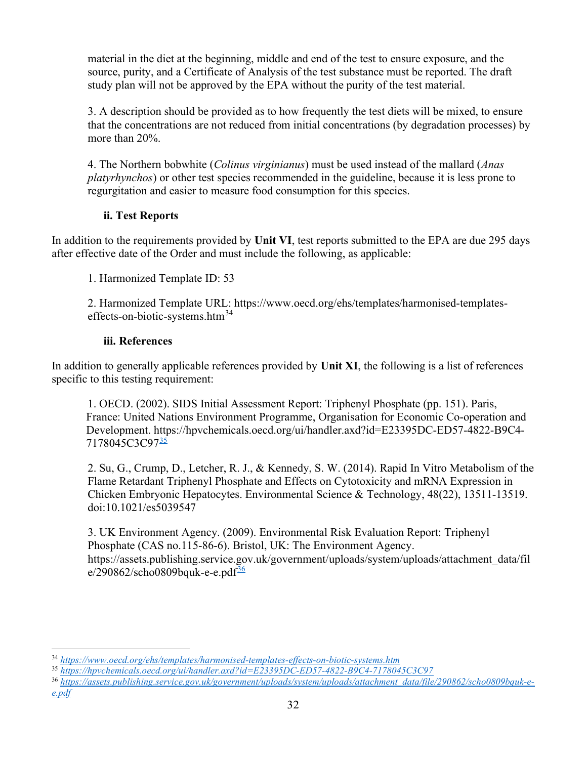material in the diet at the beginning, middle and end of the test to ensure exposure, and the source, purity, and a Certificate of Analysis of the test substance must be reported. The draft study plan will not be approved by the EPA without the purity of the test material.

3. A description should be provided as to how frequently the test diets will be mixed, to ensure that the concentrations are not reduced from initial concentrations (by degradation processes) by more than 20%.

4. The Northern bobwhite (*Colinus virginianus*) must be used instead of the mallard (*Anas platyrhynchos*) or other test species recommended in the guideline, because it is less prone to regurgitation and easier to measure food consumption for this species.

#### ii. Test Reports

In addition to the requirements provided by **Unit VI**, test reports submitted to the EPA are due 295 days after effective date of the Order and must include the following, as applicable:

1. Harmonized Template ID: 53

2. Harmonized Template URL: https://www.oecd.org/ehs/templates/harmonised-templates-effects-on-biotic-systems.htm[34]

#### iii. References

In addition to generally applicable references provided by **Unit XI**, the following is a list of references specific to this testing requirement:

1. OECD. (2002). SIDS Initial Assessment Report: Triphenyl Phosphate (pp. 151). Paris, France: United Nations Environment Programme, Organisation for Economic Co-operation and Development. https://hpvchemicals.oecd.org/ui/handler.axd?id=E23395DC-ED57-4822-B9C4-7178045C3C97[35]

2. Su, G., Crump, D., Letcher, R. J., & Kennedy, S. W. (2014). Rapid In Vitro Metabolism of the Flame Retardant Triphenyl Phosphate and Effects on Cytotoxicity and mRNA Expression in Chicken Embryonic Hepatocytes. Environmental Science & Technology, 48(22), 13511-13519. doi:10.1021/es5039547

3. UK Environment Agency. (2009). Environmental Risk Evaluation Report: Triphenyl Phosphate (CAS no.115-86-6). Bristol, UK: The Environment Agency. https://assets.publishing.service.gov.uk/government/uploads/system/uploads/attachment_data/file/290862/scho0809bquk-e-e.pdf[36]

---

[34] *https://www.oecd.org/ehs/templates/harmonised-templates-effects-on-biotic-systems.htm*

[35] *https://hpvchemicals.oecd.org/ui/handler.axd?id=E23395DC-ED57-4822-B9C4-7178045C3C97*

[36] *https://assets.publishing.service.gov.uk/government/uploads/system/uploads/attachment_data/file/290862/scho0809bquk-e-e.pdf*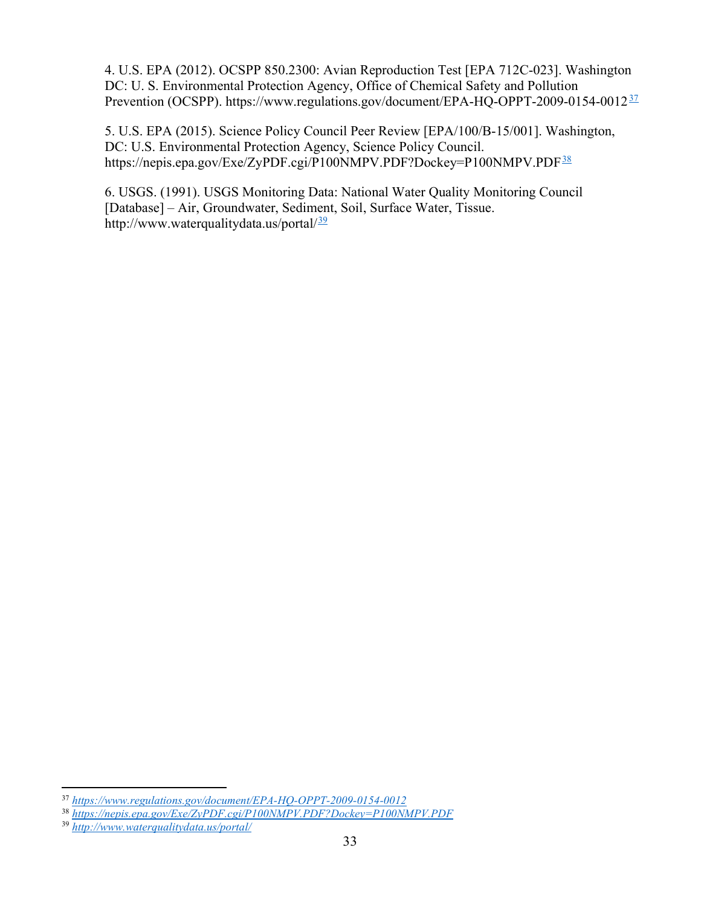4. U.S. EPA (2012). OCSPP 850.2300: Avian Reproduction Test [EPA 712C-023]. Washington DC: U. S. Environmental Protection Agency, Office of Chemical Safety and Pollution Prevention (OCSPP). https://www.regulations.gov/document/EPA-HQ-OPPT-2009-0154-0012[37]

5. U.S. EPA (2015). Science Policy Council Peer Review [EPA/100/B-15/001]. Washington, DC: U.S. Environmental Protection Agency, Science Policy Council. https://nepis.epa.gov/Exe/ZyPDF.cgi/P100NMPV.PDF?Dockey=P100NMPV.PDF[38]

6. USGS. (1991). USGS Monitoring Data: National Water Quality Monitoring Council [Database] – Air, Groundwater, Sediment, Soil, Surface Water, Tissue. http://www.waterqualitydata.us/portal/[39]

---

[37] *https://www.regulations.gov/document/EPA-HQ-OPPT-2009-0154-0012*

[38] *https://nepis.epa.gov/Exe/ZyPDF.cgi/P100NMPV.PDF?Dockey=P100NMPV.PDF*

[39] *http://www.waterqualitydata.us/portal/*